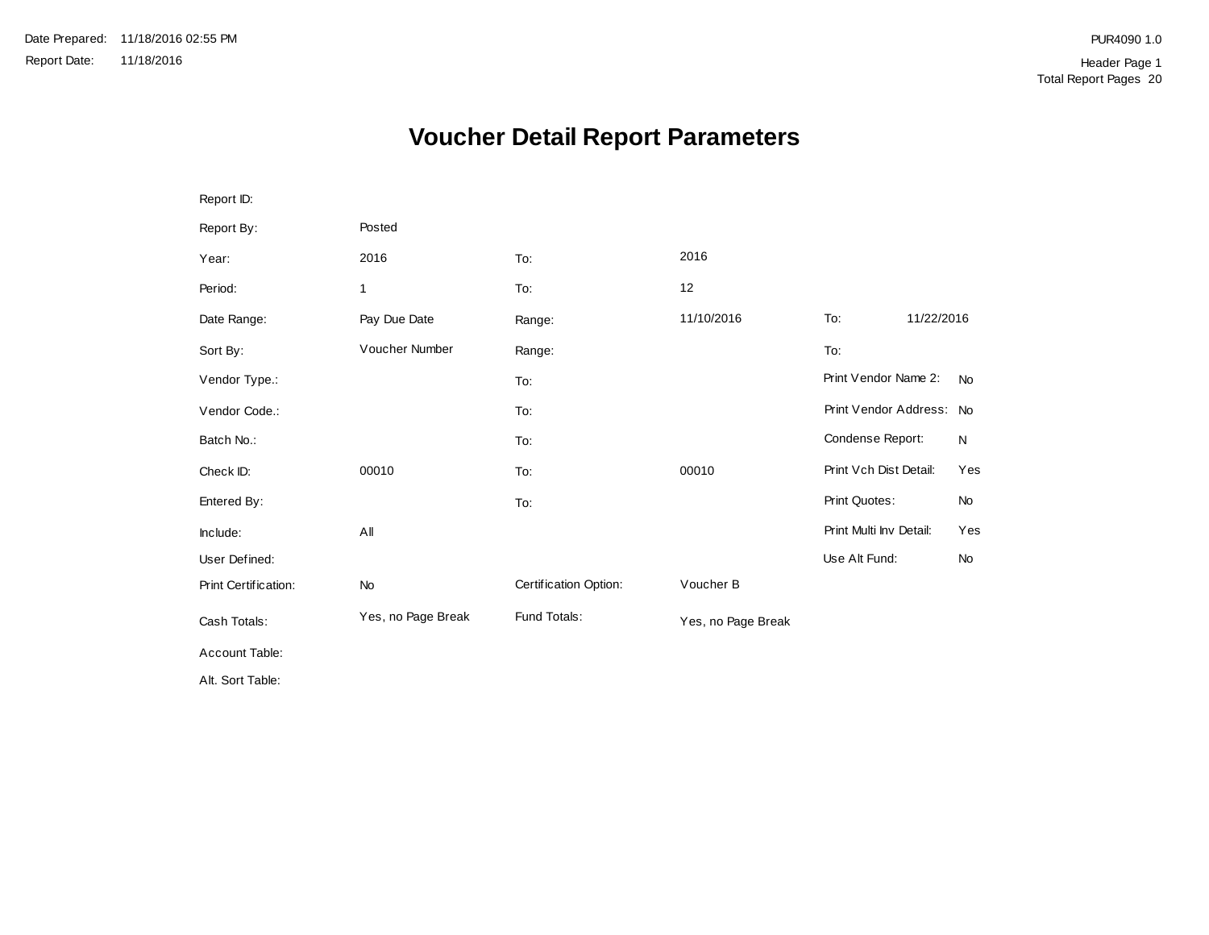Date Prepared: 11/18/2016 02:55 PM

Report Date: 11/18/2016

PUR4090 1.0

Header Page 1

Total Report Pages 20

# Voucher Detail Report Parameters

| | | | | | |
|---|---|---|---|---|---|
| Report ID: | | | | | |
| Report By: | Posted | | | | |
| Year: | 2016 | To: | 2016 | | |
| Period: | 1 | To: | 12 | | |
| Date Range: | Pay Due Date | Range: | 11/10/2016 | To: | 11/22/2016 |
| Sort By: | Voucher Number | Range: | | To: | |
| Vendor Type.: | | To: | | Print Vendor Name 2: | No |
| Vendor Code.: | | To: | | Print Vendor Address: | No |
| Batch No.: | | To: | | Condense Report: | N |
| Check ID: | 00010 | To: | 00010 | Print Vch Dist Detail: | Yes |
| Entered By: | | To: | | Print Quotes: | No |
| Include: | All | | | Print Multi Inv Detail: | Yes |
| User Defined: | | | | Use Alt Fund: | No |
| Print Certification: | No | Certification Option: | Voucher B | | |
| Cash Totals: | Yes, no Page Break | Fund Totals: | Yes, no Page Break | | |
| Account Table: | | | | | |
| Alt. Sort Table: | | | | | |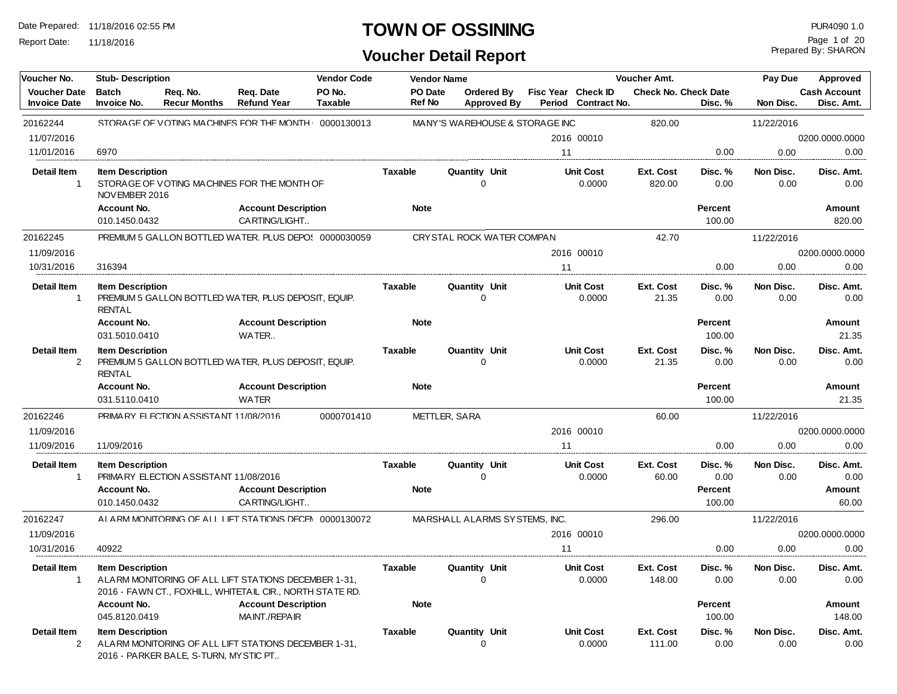# TOWN OF OSSINING

## Voucher Detail Report

Date Prepared: 11/18/2016 02:55 PM
Report Date: 11/18/2016

PUR4090 1.0
Prepared By: SHARON

| Voucher No. | Stub- Description | | | Vendor Code | Vendor Name | | | Voucher Amt. | | Pay Due | Approved |
|---|---|---|---|---|---|---|---|---|---|---|---|
| Voucher Date | Batch | Req. No. | Req. Date | PO No. | PO Date | Ordered By | Fisc Year Check ID | Check No. Check Date | | | Cash Account |
| Invoice Date | Invoice No. | Recur Months | Refund Year | Taxable | Ref No | Approved By | Period Contract No. | | Disc. % | Non Disc. | Disc. Amt. |

**20162244** — STORAGE OF VOTING MACHINES FOR THE MONTH — Vendor Code: 0000130013 — MANY'S WAREHOUSE & STORAGE INC — Voucher Amt.: 820.00 — Pay Due: 11/22/2016

- Voucher Date: 11/07/2016 — Fisc Year/Check ID: 2016 00010 — Cash Account: 0200.0000.0000
- Invoice Date: 11/01/2016 — Invoice No.: 6970 — Period: 11 — Disc. %: 0.00 — Non Disc.: 0.00 — Disc. Amt.: 0.00

| Detail Item | Item Description | Taxable | Quantity | Unit | Unit Cost | Ext. Cost | Disc. % | Non Disc. | Disc. Amt. |
|---|---|---|---|---|---|---|---|---|---|
| 1 | STORAGE OF VOTING MACHINES FOR THE MONTH OF NOVEMBER 2016 | | 0 | | 0.0000 | 820.00 | 0.00 | 0.00 | 0.00 |

| Account No. | Account Description | Note | Percent | Amount |
|---|---|---|---|---|
| 010.1450.0432 | CARTING/LIGHT.. | | 100.00 | 820.00 |

**20162245** — PREMIUM 5 GALLON BOTTLED WATER, PLUS DEPOS — Vendor Code: 0000030059 — CRYSTAL ROCK WATER COMPAN — Voucher Amt.: 42.70 — Pay Due: 11/22/2016

- Voucher Date: 11/09/2016 — Fisc Year/Check ID: 2016 00010 — Cash Account: 0200.0000.0000
- Invoice Date: 10/31/2016 — Invoice No.: 316394 — Period: 11 — Disc. %: 0.00 — Non Disc.: 0.00 — Disc. Amt.: 0.00

| Detail Item | Item Description | Taxable | Quantity | Unit | Unit Cost | Ext. Cost | Disc. % | Non Disc. | Disc. Amt. |
|---|---|---|---|---|---|---|---|---|---|
| 1 | PREMIUM 5 GALLON BOTTLED WATER, PLUS DEPOSIT, EQUIP. RENTAL | | 0 | | 0.0000 | 21.35 | 0.00 | 0.00 | 0.00 |

| Account No. | Account Description | Note | Percent | Amount |
|---|---|---|---|---|
| 031.5010.0410 | WATER.. | | 100.00 | 21.35 |

| Detail Item | Item Description | Taxable | Quantity | Unit | Unit Cost | Ext. Cost | Disc. % | Non Disc. | Disc. Amt. |
|---|---|---|---|---|---|---|---|---|---|
| 2 | PREMIUM 5 GALLON BOTTLED WATER, PLUS DEPOSIT, EQUIP. RENTAL | | 0 | | 0.0000 | 21.35 | 0.00 | 0.00 | 0.00 |

| Account No. | Account Description | Note | Percent | Amount |
|---|---|---|---|---|
| 031.5110.0410 | WATER | | 100.00 | 21.35 |

**20162246** — PRIMARY ELECTION ASSISTANT 11/08/2016 — Vendor Code: 0000701410 — METTLER, SARA — Voucher Amt.: 60.00 — Pay Due: 11/22/2016

- Voucher Date: 11/09/2016 — Fisc Year/Check ID: 2016 00010 — Cash Account: 0200.0000.0000
- Invoice Date: 11/09/2016 — Invoice No.: 11/09/2016 — Period: 11 — Disc. %: 0.00 — Non Disc.: 0.00 — Disc. Amt.: 0.00

| Detail Item | Item Description | Taxable | Quantity | Unit | Unit Cost | Ext. Cost | Disc. % | Non Disc. | Disc. Amt. |
|---|---|---|---|---|---|---|---|---|---|
| 1 | PRIMARY ELECTION ASSISTANT 11/08/2016 | | 0 | | 0.0000 | 60.00 | 0.00 | 0.00 | 0.00 |

| Account No. | Account Description | Note | Percent | Amount |
|---|---|---|---|---|
| 010.1450.0432 | CARTING/LIGHT.. | | 100.00 | 60.00 |

**20162247** — ALARM MONITORING OF ALL LIFT STATIONS DECEM — Vendor Code: 0000130072 — MARSHALL ALARMS SYSTEMS, INC. — Voucher Amt.: 296.00 — Pay Due: 11/22/2016

- Voucher Date: 11/09/2016 — Fisc Year/Check ID: 2016 00010 — Cash Account: 0200.0000.0000
- Invoice Date: 10/31/2016 — Invoice No.: 40922 — Period: 11 — Disc. %: 0.00 — Non Disc.: 0.00 — Disc. Amt.: 0.00

| Detail Item | Item Description | Taxable | Quantity | Unit | Unit Cost | Ext. Cost | Disc. % | Non Disc. | Disc. Amt. |
|---|---|---|---|---|---|---|---|---|---|
| 1 | ALARM MONITORING OF ALL LIFT STATIONS DECEMBER 1-31, 2016 - FAWN CT., FOXHILL, WHITETAIL CIR., NORTH STATE RD. | | 0 | | 0.0000 | 148.00 | 0.00 | 0.00 | 0.00 |

| Account No. | Account Description | Note | Percent | Amount |
|---|---|---|---|---|
| 045.8120.0419 | MAINT./REPAIR | | 100.00 | 148.00 |

| Detail Item | Item Description | Taxable | Quantity | Unit | Unit Cost | Ext. Cost | Disc. % | Non Disc. | Disc. Amt. |
|---|---|---|---|---|---|---|---|---|---|
| 2 | ALARM MONITORING OF ALL LIFT STATIONS DECEMBER 1-31, 2016 - PARKER BALE, S-TURN, MYSTIC PT.. | | 0 | | 0.0000 | 111.00 | 0.00 | 0.00 | 0.00 |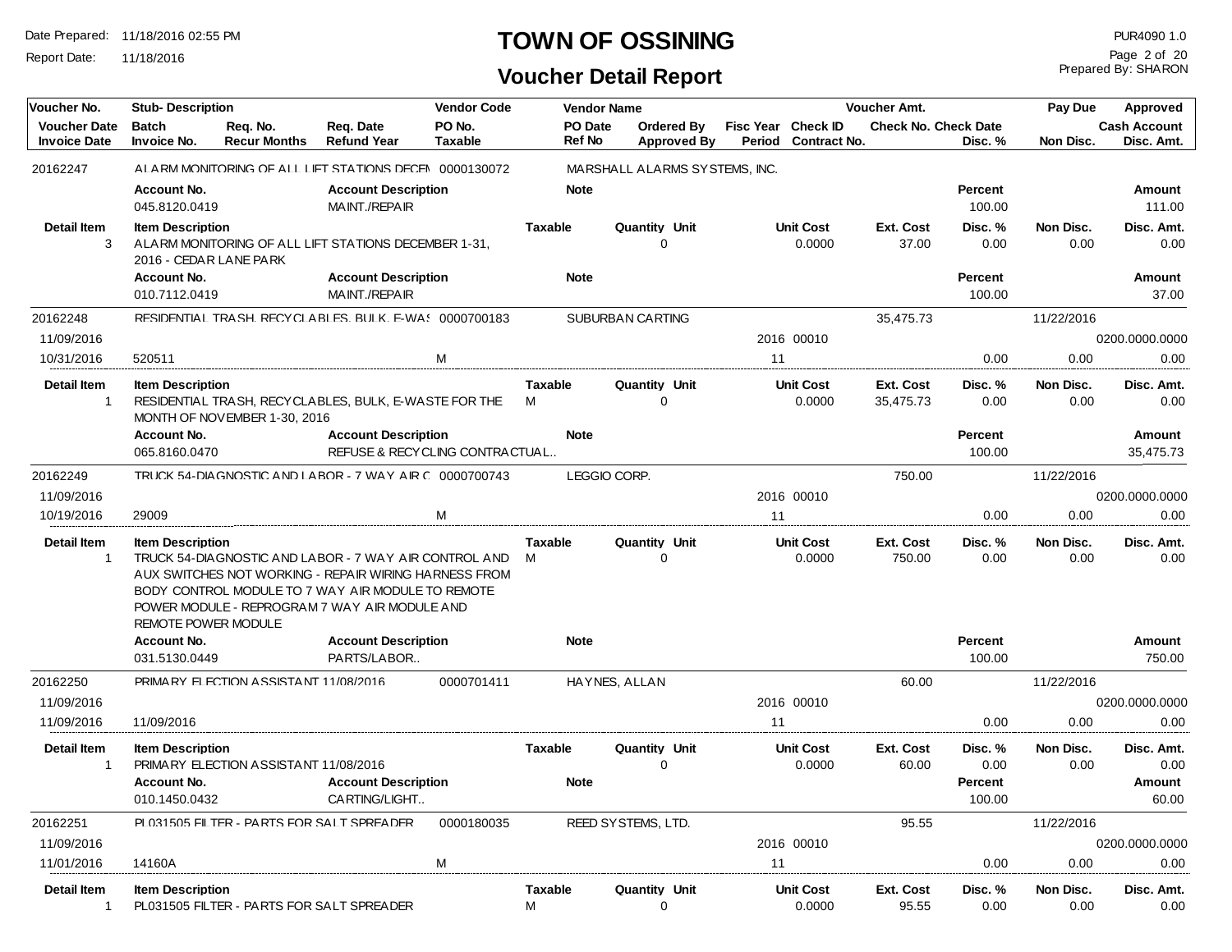# TOWN OF OSSINING

## Voucher Detail Report

Date Prepared: 11/18/2016 02:55 PM
Report Date: 11/18/2016

PUR4090 1.0
Prepared By: SHARON

| Voucher No. | Stub- Description | | | Vendor Code | Vendor Name | | | | Voucher Amt. | | Pay Due | Approved |
|---|---|---|---|---|---|---|---|---|---|---|---|---|
| Voucher Date / Invoice Date | Batch / Invoice No. | Req. No. / Recur Months | Req. Date / Refund Year | PO No. / Taxable | PO Date / Ref No | Ordered By / Approved By | Fisc Year / Period | Check ID / Contract No. | Check No. | Check Date / Disc. % | Non Disc. | Cash Account / Disc. Amt. |

**20162247** — ALARM MONITORING OF ALL LIFT STATIONS DECEM — 0000130072 — MARSHALL ALARMS SYSTEMS, INC.

| Account No. | Account Description | Note | Percent | Amount |
|---|---|---|---|---|
| 045.8120.0419 | MAINT./REPAIR | | 100.00 | 111.00 |

| Detail Item | Item Description | Taxable | Quantity | Unit | Unit Cost | Ext. Cost | Disc. % | Non Disc. | Disc. Amt. |
|---|---|---|---|---|---|---|---|---|---|
| 3 | ALARM MONITORING OF ALL LIFT STATIONS DECEMBER 1-31, 2016 - CEDAR LANE PARK | | 0 | | 0.0000 | 37.00 | 0.00 | 0.00 | 0.00 |

| Account No. | Account Description | Note | Percent | Amount |
|---|---|---|---|---|
| 010.7112.0419 | MAINT./REPAIR | | 100.00 | 37.00 |

**20162248** — RESIDENTIAL TRASH, RECYCLABLES, BULK, E-WAS — 0000700183 — SUBURBAN CARTING — Voucher Amt. 35,475.73 — Pay Due 11/22/2016

| Voucher Date | Invoice Date | Invoice No. | Taxable | Fisc Year | Period | Check ID | Disc. % | Non Disc. | Cash Account | Disc. Amt. |
|---|---|---|---|---|---|---|---|---|---|---|
| 11/09/2016 | 10/31/2016 | 520511 | M | 2016 | 11 | 00010 | 0.00 | 0.00 | 0200.0000.0000 | 0.00 |

| Detail Item | Item Description | Taxable | Quantity | Unit | Unit Cost | Ext. Cost | Disc. % | Non Disc. | Disc. Amt. |
|---|---|---|---|---|---|---|---|---|---|
| 1 | RESIDENTIAL TRASH, RECYCLABLES, BULK, E-WASTE FOR THE MONTH OF NOVEMBER 1-30, 2016 | M | 0 | | 0.0000 | 35,475.73 | 0.00 | 0.00 | 0.00 |

| Account No. | Account Description | Note | Percent | Amount |
|---|---|---|---|---|
| 065.8160.0470 | REFUSE & RECYCLING CONTRACTUAL.. | | 100.00 | 35,475.73 |

**20162249** — TRUCK 54-DIAGNOSTIC AND LABOR - 7 WAY AIR C — 0000700743 — LEGGIO CORP. — Voucher Amt. 750.00 — Pay Due 11/22/2016

| Voucher Date | Invoice Date | Invoice No. | Taxable | Fisc Year | Period | Check ID | Disc. % | Non Disc. | Cash Account | Disc. Amt. |
|---|---|---|---|---|---|---|---|---|---|---|
| 11/09/2016 | 10/19/2016 | 29009 | M | 2016 | 11 | 00010 | 0.00 | 0.00 | 0200.0000.0000 | 0.00 |

| Detail Item | Item Description | Taxable | Quantity | Unit | Unit Cost | Ext. Cost | Disc. % | Non Disc. | Disc. Amt. |
|---|---|---|---|---|---|---|---|---|---|
| 1 | TRUCK 54-DIAGNOSTIC AND LABOR - 7 WAY AIR CONTROL AND AUX SWITCHES NOT WORKING - REPAIR WIRING HARNESS FROM BODY CONTROL MODULE TO 7 WAY AIR MODULE TO REMOTE POWER MODULE - REPROGRAM 7 WAY AIR MODULE AND REMOTE POWER MODULE | M | 0 | | 0.0000 | 750.00 | 0.00 | 0.00 | 0.00 |

| Account No. | Account Description | Note | Percent | Amount |
|---|---|---|---|---|
| 031.5130.0449 | PARTS/LABOR.. | | 100.00 | 750.00 |

**20162250** — PRIMARY ELECTION ASSISTANT 11/08/2016 — 0000701411 — HAYNES, ALLAN — Voucher Amt. 60.00 — Pay Due 11/22/2016

| Voucher Date | Invoice Date | Invoice No. | Taxable | Fisc Year | Period | Check ID | Disc. % | Non Disc. | Cash Account | Disc. Amt. |
|---|---|---|---|---|---|---|---|---|---|---|
| 11/09/2016 | 11/09/2016 | 11/09/2016 | | 2016 | 11 | 00010 | 0.00 | 0.00 | 0200.0000.0000 | 0.00 |

| Detail Item | Item Description | Taxable | Quantity | Unit | Unit Cost | Ext. Cost | Disc. % | Non Disc. | Disc. Amt. |
|---|---|---|---|---|---|---|---|---|---|
| 1 | PRIMARY ELECTION ASSISTANT 11/08/2016 | | 0 | | 0.0000 | 60.00 | 0.00 | 0.00 | 0.00 |

| Account No. | Account Description | Note | Percent | Amount |
|---|---|---|---|---|
| 010.1450.0432 | CARTING/LIGHT.. | | 100.00 | 60.00 |

**20162251** — PL031505 FILTER - PARTS FOR SALT SPREADER — 0000180035 — REED SYSTEMS, LTD. — Voucher Amt. 95.55 — Pay Due 11/22/2016

| Voucher Date | Invoice Date | Invoice No. | Taxable | Fisc Year | Period | Check ID | Disc. % | Non Disc. | Cash Account | Disc. Amt. |
|---|---|---|---|---|---|---|---|---|---|---|
| 11/09/2016 | 11/01/2016 | 14160A | M | 2016 | 11 | 00010 | 0.00 | 0.00 | 0200.0000.0000 | 0.00 |

| Detail Item | Item Description | Taxable | Quantity | Unit | Unit Cost | Ext. Cost | Disc. % | Non Disc. | Disc. Amt. |
|---|---|---|---|---|---|---|---|---|---|
| 1 | PL031505 FILTER - PARTS FOR SALT SPREADER | M | 0 | | 0.0000 | 95.55 | 0.00 | 0.00 | 0.00 |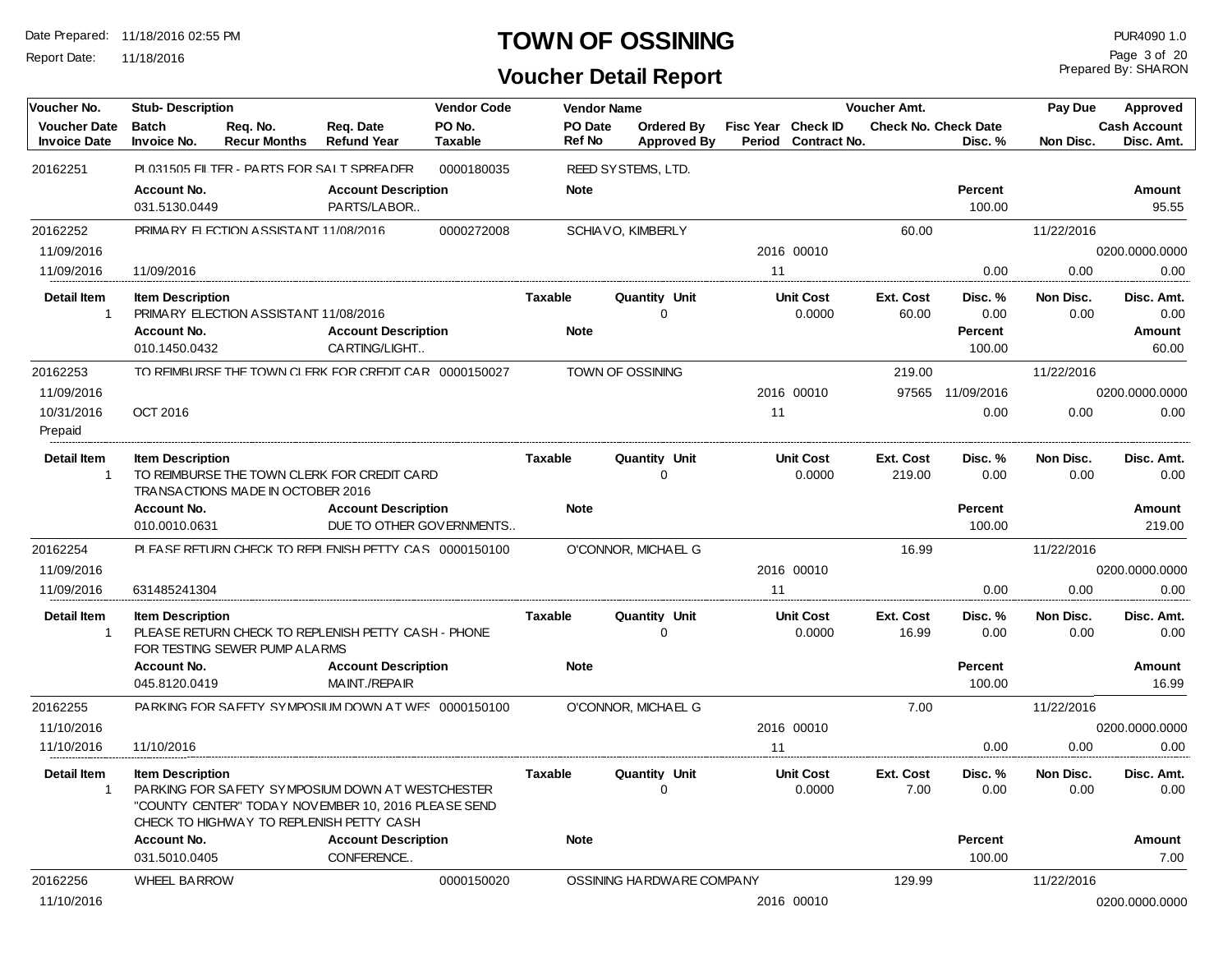# TOWN OF OSSINING

## Voucher Detail Report

Date Prepared: 11/18/2016 02:55 PM
Report Date: 11/18/2016

PUR4090 1.0
Prepared By: SHARON

| Voucher No. | Stub- Description | | | Vendor Code | Vendor Name | | | | Voucher Amt. | | Pay Due | Approved |
|---|---|---|---|---|---|---|---|---|---|---|---|---|
| Voucher Date | Batch | Req. No. | Req. Date | PO No. | PO Date | Ordered By | Fisc Year | Check ID | Check No. | Check Date | | Cash Account |
| Invoice Date | Invoice No. | Recur Months | Refund Year | Taxable | Ref No | Approved By | Period | Contract No. | | Disc. % | Non Disc. | Disc. Amt. |

**20162251** — PL031505 FILTER - PARTS FOR SALT SPREADER — 0000180035 — REED SYSTEMS, LTD.

| Account No. | Account Description | Note | Percent | Amount |
|---|---|---|---|---|
| 031.5130.0449 | PARTS/LABOR.. | | 100.00 | 95.55 |

**20162252** — PRIMARY ELECTION ASSISTANT 11/08/2016 — 0000272008 — SCHIAVO, KIMBERLY — Voucher Amt. 60.00 — Pay Due 11/22/2016

| Voucher Date | Invoice Date | Invoice No. | Fisc Year | Check ID | Period | Disc. % | Non Disc. | Cash Account | Disc. Amt. |
|---|---|---|---|---|---|---|---|---|---|
| 11/09/2016 | 11/09/2016 | 11/09/2016 | 2016 | 00010 | 11 | 0.00 | 0.00 | 0200.0000.0000 | 0.00 |

| Detail Item | Item Description | Taxable | Quantity | Unit | Unit Cost | Ext. Cost | Disc. % | Non Disc. | Disc. Amt. |
|---|---|---|---|---|---|---|---|---|---|
| 1 | PRIMARY ELECTION ASSISTANT 11/08/2016 | | 0 | | 0.0000 | 60.00 | 0.00 | 0.00 | 0.00 |

| Account No. | Account Description | Note | Percent | Amount |
|---|---|---|---|---|
| 010.1450.0432 | CARTING/LIGHT.. | | 100.00 | 60.00 |

**20162253** — TO REIMBURSE THE TOWN CLERK FOR CREDIT CAR — 0000150027 — TOWN OF OSSINING — Voucher Amt. 219.00 — Pay Due 11/22/2016

| Voucher Date | Invoice Date | Invoice No. | Fisc Year | Check ID | Period | Check No. | Check Date | Disc. % | Non Disc. | Cash Account | Disc. Amt. |
|---|---|---|---|---|---|---|---|---|---|---|---|
| 11/09/2016 | 10/31/2016 (Prepaid) | OCT 2016 | 2016 | 00010 | 11 | 97565 | 11/09/2016 | 0.00 | 0.00 | 0200.0000.0000 | 0.00 |

| Detail Item | Item Description | Taxable | Quantity | Unit | Unit Cost | Ext. Cost | Disc. % | Non Disc. | Disc. Amt. |
|---|---|---|---|---|---|---|---|---|---|
| 1 | TO REIMBURSE THE TOWN CLERK FOR CREDIT CARD TRANSACTIONS MADE IN OCTOBER 2016 | | 0 | | 0.0000 | 219.00 | 0.00 | 0.00 | 0.00 |

| Account No. | Account Description | Note | Percent | Amount |
|---|---|---|---|---|
| 010.0010.0631 | DUE TO OTHER GOVERNMENTS.. | | 100.00 | 219.00 |

**20162254** — PLEASE RETURN CHECK TO REPLENISH PETTY CAS — 0000150100 — O'CONNOR, MICHAEL G — Voucher Amt. 16.99 — Pay Due 11/22/2016

| Voucher Date | Invoice Date | Invoice No. | Fisc Year | Check ID | Period | Disc. % | Non Disc. | Cash Account | Disc. Amt. |
|---|---|---|---|---|---|---|---|---|---|
| 11/09/2016 | 11/09/2016 | 631485241304 | 2016 | 00010 | 11 | 0.00 | 0.00 | 0200.0000.0000 | 0.00 |

| Detail Item | Item Description | Taxable | Quantity | Unit | Unit Cost | Ext. Cost | Disc. % | Non Disc. | Disc. Amt. |
|---|---|---|---|---|---|---|---|---|---|
| 1 | PLEASE RETURN CHECK TO REPLENISH PETTY CASH - PHONE FOR TESTING SEWER PUMP ALARMS | | 0 | | 0.0000 | 16.99 | 0.00 | 0.00 | 0.00 |

| Account No. | Account Description | Note | Percent | Amount |
|---|---|---|---|---|
| 045.8120.0419 | MAINT./REPAIR | | 100.00 | 16.99 |

**20162255** — PARKING FOR SAFETY SYMPOSIUM DOWN AT WES — 0000150100 — O'CONNOR, MICHAEL G — Voucher Amt. 7.00 — Pay Due 11/22/2016

| Voucher Date | Invoice Date | Invoice No. | Fisc Year | Check ID | Period | Disc. % | Non Disc. | Cash Account | Disc. Amt. |
|---|---|---|---|---|---|---|---|---|---|
| 11/10/2016 | 11/10/2016 | 11/10/2016 | 2016 | 00010 | 11 | 0.00 | 0.00 | 0200.0000.0000 | 0.00 |

| Detail Item | Item Description | Taxable | Quantity | Unit | Unit Cost | Ext. Cost | Disc. % | Non Disc. | Disc. Amt. |
|---|---|---|---|---|---|---|---|---|---|
| 1 | PARKING FOR SAFETY SYMPOSIUM DOWN AT WESTCHESTER "COUNTY CENTER" TODAY NOVEMBER 10, 2016 PLEASE SEND CHECK TO HIGHWAY TO REPLENISH PETTY CASH | | 0 | | 0.0000 | 7.00 | 0.00 | 0.00 | 0.00 |

| Account No. | Account Description | Note | Percent | Amount |
|---|---|---|---|---|
| 031.5010.0405 | CONFERENCE.. | | 100.00 | 7.00 |

**20162256** — WHEEL BARROW — 0000150020 — OSSINING HARDWARE COMPANY — Voucher Amt. 129.99 — Pay Due 11/22/2016

| Voucher Date | Fisc Year | Check ID | Cash Account |
|---|---|---|---|
| 11/10/2016 | 2016 | 00010 | 0200.0000.0000 |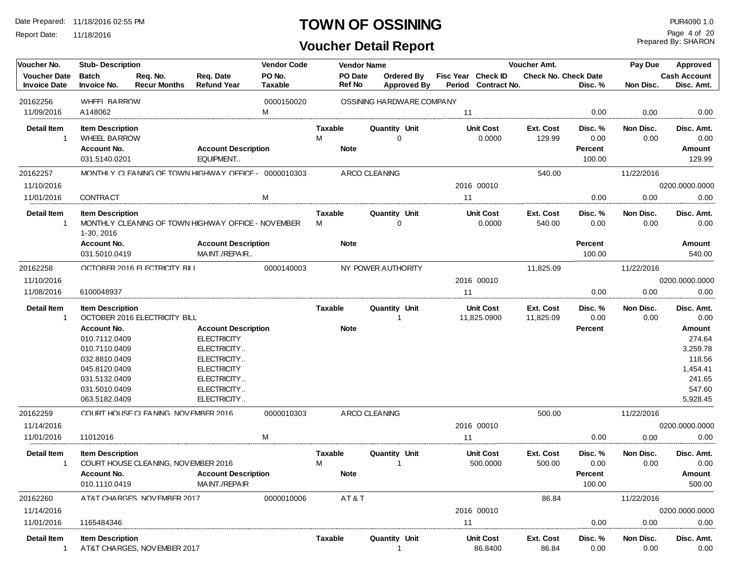# TOWN OF OSSINING

## Voucher Detail Report

Date Prepared: 11/18/2016 02:55 PM
Report Date: 11/18/2016

PUR4090 1.0
Prepared By: SHARON

| Voucher No. | Stub- Description | | | Vendor Code | Vendor Name | | | | Voucher Amt. | | Pay Due | Approved |
|---|---|---|---|---|---|---|---|---|---|---|---|---|
| Voucher Date | Batch | Req. No. | Req. Date | PO No. | PO Date | Ordered By | Fisc Year | Check ID | Check No. Check Date | | | Cash Account |
| Invoice Date | Invoice No. | Recur Months | Refund Year | Taxable | Ref No | Approved By | Period | Contract No. | | Disc. % | Non Disc. | Disc. Amt. |
| 20162256 | WHEEL BARROW | | | 0000150020 | OSSINING HARDWARE COMPANY | | | | | | | |
| 11/09/2016 | A148062 | | | M | | | 11 | | | 0.00 | 0.00 | 0.00 |

| Detail Item | Item Description | Taxable | Quantity Unit | Unit Cost | Ext. Cost | Disc. % | Non Disc. | Disc. Amt. |
|---|---|---|---|---|---|---|---|---|
| 1 | WHEEL BARROW | M | 0 | 0.0000 | 129.99 | 0.00 | 0.00 | 0.00 |

| Account No. | Account Description | Note | Percent | Amount |
|---|---|---|---|---|
| 031.5140.0201 | EQUIPMENT.. | | 100.00 | 129.99 |

| Voucher No. | Stub- Description | Vendor Code | Vendor Name | Fisc Year / Period | Check ID | Voucher Amt. | Disc. % | Pay Due / Non Disc. | Approved / Disc. Amt. |
|---|---|---|---|---|---|---|---|---|---|
| 20162257 | MONTHLY CLEANING OF TOWN HIGHWAY OFFICE - | 0000010303 | ARCO CLEANING | | | 540.00 | | 11/22/2016 | |
| 11/10/2016 | | | | 2016 | 00010 | | | | 0200.0000.0000 |
| 11/01/2016 | CONTRACT | M | | 11 | | | 0.00 | 0.00 | 0.00 |

| Detail Item | Item Description | Taxable | Quantity Unit | Unit Cost | Ext. Cost | Disc. % | Non Disc. | Disc. Amt. |
|---|---|---|---|---|---|---|---|---|
| 1 | MONTHLY CLEANING OF TOWN HIGHWAY OFFICE - NOVEMBER 1-30, 2016 | M | 0 | 0.0000 | 540.00 | 0.00 | 0.00 | 0.00 |

| Account No. | Account Description | Note | Percent | Amount |
|---|---|---|---|---|
| 031.5010.0419 | MAINT./REPAIR.. | | 100.00 | 540.00 |

| Voucher No. | Stub- Description | Vendor Code | Vendor Name | Fisc Year / Period | Check ID | Voucher Amt. | Disc. % | Pay Due / Non Disc. | Approved / Disc. Amt. |
|---|---|---|---|---|---|---|---|---|---|
| 20162258 | OCTOBER 2016 ELECTRICITY BILL | 0000140003 | NY POWER AUTHORITY | | | 11,825.09 | | 11/22/2016 | |
| 11/10/2016 | | | | 2016 | 00010 | | | | 0200.0000.0000 |
| 11/08/2016 | 6100048937 | | | 11 | | | 0.00 | 0.00 | 0.00 |

| Detail Item | Item Description | Taxable | Quantity Unit | Unit Cost | Ext. Cost | Disc. % | Non Disc. | Disc. Amt. |
|---|---|---|---|---|---|---|---|---|
| 1 | OCTOBER 2016 ELECTRICITY BILL | | 1 | 11,825.0900 | 11,825.09 | 0.00 | 0.00 | 0.00 |

| Account No. | Account Description | Note | Percent | Amount |
|---|---|---|---|---|
| 010.7112.0409 | ELECTRICITY | | | 274.64 |
| 010.7110.0409 | ELECTRICITY.. | | | 3,259.78 |
| 032.8810.0409 | ELECTRICITY.. | | | 118.56 |
| 045.8120.0409 | ELECTRICITY | | | 1,454.41 |
| 031.5132.0409 | ELECTRICITY.. | | | 241.65 |
| 031.5010.0409 | ELECTRICITY.. | | | 547.60 |
| 063.5182.0409 | ELECTRICITY.. | | | 5,928.45 |

| Voucher No. | Stub- Description | Vendor Code | Vendor Name | Fisc Year / Period | Check ID | Voucher Amt. | Disc. % | Pay Due / Non Disc. | Approved / Disc. Amt. |
|---|---|---|---|---|---|---|---|---|---|
| 20162259 | COURT HOUSE CLEANING, NOVEMBER 2016 | 0000010303 | ARCO CLEANING | | | 500.00 | | 11/22/2016 | |
| 11/14/2016 | | | | 2016 | 00010 | | | | 0200.0000.0000 |
| 11/01/2016 | 11012016 | M | | 11 | | | 0.00 | 0.00 | 0.00 |

| Detail Item | Item Description | Taxable | Quantity Unit | Unit Cost | Ext. Cost | Disc. % | Non Disc. | Disc. Amt. |
|---|---|---|---|---|---|---|---|---|
| 1 | COURT HOUSE CLEANING, NOVEMBER 2016 | M | 1 | 500.0000 | 500.00 | 0.00 | 0.00 | 0.00 |

| Account No. | Account Description | Note | Percent | Amount |
|---|---|---|---|---|
| 010.1110.0419 | MAINT./REPAIR | | 100.00 | 500.00 |

| Voucher No. | Stub- Description | Vendor Code | Vendor Name | Fisc Year / Period | Check ID | Voucher Amt. | Disc. % | Pay Due / Non Disc. | Approved / Disc. Amt. |
|---|---|---|---|---|---|---|---|---|---|
| 20162260 | AT&T CHARGES, NOVEMBER 2017 | 0000010006 | AT & T | | | 86.84 | | 11/22/2016 | |
| 11/14/2016 | | | | 2016 | 00010 | | | | 0200.0000.0000 |
| 11/01/2016 | 1165484346 | | | 11 | | | 0.00 | 0.00 | 0.00 |

| Detail Item | Item Description | Taxable | Quantity Unit | Unit Cost | Ext. Cost | Disc. % | Non Disc. | Disc. Amt. |
|---|---|---|---|---|---|---|---|---|
| 1 | AT&T CHARGES, NOVEMBER 2017 | | 1 | 86.8400 | 86.84 | 0.00 | 0.00 | 0.00 |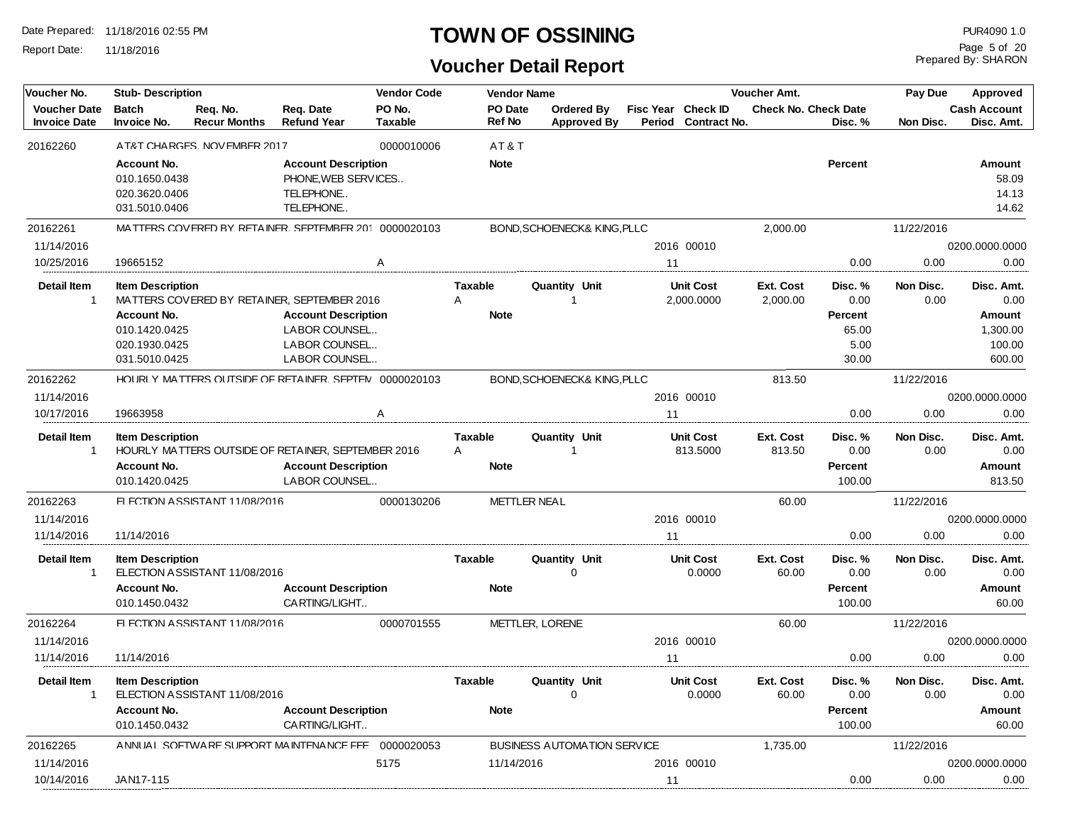# TOWN OF OSSINING

## Voucher Detail Report

Date Prepared: 11/18/2016 02:55 PM
Report Date: 11/18/2016

PUR4090 1.0
Prepared By: SHARON

| Voucher No. | Stub- Description | | | Vendor Code | Vendor Name | | | | Voucher Amt. | | Pay Due | Approved |
|---|---|---|---|---|---|---|---|---|---|---|---|---|
| Voucher Date / Invoice Date | Batch / Invoice No. | Req. No. / Recur Months | Req. Date / Refund Year | PO No. / Taxable | PO Date / Ref No | Ordered By / Approved By | Fisc Year / Period | Check ID / Contract No. | Check No. | Check Date / Disc. % | Non Disc. | Cash Account / Disc. Amt. |

---

**20162260** — AT&T CHARGES, NOVEMBER 2017 — Vendor Code: 0000010006 — AT & T

| Account No. | Account Description | Note | Percent | Amount |
|---|---|---|---|---|
| 010.1650.0438 | PHONE,WEB SERVICES.. | | | 58.09 |
| 020.3620.0406 | TELEPHONE.. | | | 14.13 |
| 031.5010.0406 | TELEPHONE.. | | | 14.62 |

---

**20162261** — MATTERS COVERED BY RETAINER, SEPTEMBER 201 — Vendor Code: 0000020103 — BOND,SCHOENECK& KING,PLLC — Voucher Amt.: 2,000.00 — Pay Due: 11/22/2016

| Voucher Date | Invoice Date | Invoice No. | Taxable | Fisc Year | Period | Check ID | Disc. % | Non Disc. | Cash Account | Disc. Amt. |
|---|---|---|---|---|---|---|---|---|---|---|
| 11/14/2016 | 10/25/2016 | 19665152 | A | 2016 | 11 | 00010 | 0.00 | 0.00 | 0200.0000.0000 | 0.00 |

| Detail Item | Item Description | Taxable | Quantity | Unit | Unit Cost | Ext. Cost | Disc. % | Non Disc. | Disc. Amt. |
|---|---|---|---|---|---|---|---|---|---|
| 1 | MATTERS COVERED BY RETAINER, SEPTEMBER 2016 | A | 1 | | 2,000.0000 | 2,000.00 | 0.00 | 0.00 | 0.00 |

| Account No. | Account Description | Note | Percent | Amount |
|---|---|---|---|---|
| 010.1420.0425 | LABOR COUNSEL.. | | 65.00 | 1,300.00 |
| 020.1930.0425 | LABOR COUNSEL.. | | 5.00 | 100.00 |
| 031.5010.0425 | LABOR COUNSEL.. | | 30.00 | 600.00 |

---

**20162262** — HOURLY MATTERS OUTSIDE OF RETAINER, SEPTEM — Vendor Code: 0000020103 — BOND,SCHOENECK& KING,PLLC — Voucher Amt.: 813.50 — Pay Due: 11/22/2016

| Voucher Date | Invoice Date | Invoice No. | Taxable | Fisc Year | Period | Check ID | Disc. % | Non Disc. | Cash Account | Disc. Amt. |
|---|---|---|---|---|---|---|---|---|---|---|
| 11/14/2016 | 10/17/2016 | 19663958 | A | 2016 | 11 | 00010 | 0.00 | 0.00 | 0200.0000.0000 | 0.00 |

| Detail Item | Item Description | Taxable | Quantity | Unit | Unit Cost | Ext. Cost | Disc. % | Non Disc. | Disc. Amt. |
|---|---|---|---|---|---|---|---|---|---|
| 1 | HOURLY MATTERS OUTSIDE OF RETAINER, SEPTEMBER 2016 | A | 1 | | 813.5000 | 813.50 | 0.00 | 0.00 | 0.00 |

| Account No. | Account Description | Note | Percent | Amount |
|---|---|---|---|---|
| 010.1420.0425 | LABOR COUNSEL.. | | 100.00 | 813.50 |

---

**20162263** — ELECTION ASSISTANT 11/08/2016 — Vendor Code: 0000130206 — METTLER NEAL — Voucher Amt.: 60.00 — Pay Due: 11/22/2016

| Voucher Date | Invoice Date | Invoice No. | Taxable | Fisc Year | Period | Check ID | Disc. % | Non Disc. | Cash Account | Disc. Amt. |
|---|---|---|---|---|---|---|---|---|---|---|
| 11/14/2016 | 11/14/2016 | 11/14/2016 | | 2016 | 11 | 00010 | 0.00 | 0.00 | 0200.0000.0000 | 0.00 |

| Detail Item | Item Description | Taxable | Quantity | Unit | Unit Cost | Ext. Cost | Disc. % | Non Disc. | Disc. Amt. |
|---|---|---|---|---|---|---|---|---|---|
| 1 | ELECTION ASSISTANT 11/08/2016 | | 0 | | 0.0000 | 60.00 | 0.00 | 0.00 | 0.00 |

| Account No. | Account Description | Note | Percent | Amount |
|---|---|---|---|---|
| 010.1450.0432 | CARTING/LIGHT.. | | 100.00 | 60.00 |

---

**20162264** — ELECTION ASSISTANT 11/08/2016 — Vendor Code: 0000701555 — METTLER, LORENE — Voucher Amt.: 60.00 — Pay Due: 11/22/2016

| Voucher Date | Invoice Date | Invoice No. | Taxable | Fisc Year | Period | Check ID | Disc. % | Non Disc. | Cash Account | Disc. Amt. |
|---|---|---|---|---|---|---|---|---|---|---|
| 11/14/2016 | 11/14/2016 | 11/14/2016 | | 2016 | 11 | 00010 | 0.00 | 0.00 | 0200.0000.0000 | 0.00 |

| Detail Item | Item Description | Taxable | Quantity | Unit | Unit Cost | Ext. Cost | Disc. % | Non Disc. | Disc. Amt. |
|---|---|---|---|---|---|---|---|---|---|
| 1 | ELECTION ASSISTANT 11/08/2016 | | 0 | | 0.0000 | 60.00 | 0.00 | 0.00 | 0.00 |

| Account No. | Account Description | Note | Percent | Amount |
|---|---|---|---|---|
| 010.1450.0432 | CARTING/LIGHT.. | | 100.00 | 60.00 |

---

**20162265** — ANNUAL SOFTWARE SUPPORT MAINTENANCE FEE — Vendor Code: 0000020053 — BUSINESS AUTOMATION SERVICE — Voucher Amt.: 1,735.00 — Pay Due: 11/22/2016

| Voucher Date | Invoice Date | Invoice No. | PO No. | PO Date | Fisc Year | Period | Check ID | Disc. % | Non Disc. | Cash Account | Disc. Amt. |
|---|---|---|---|---|---|---|---|---|---|---|---|
| 11/14/2016 | 10/14/2016 | JAN17-115 | 5175 | 11/14/2016 | 2016 | 11 | 00010 | 0.00 | 0.00 | 0200.0000.0000 | 0.00 |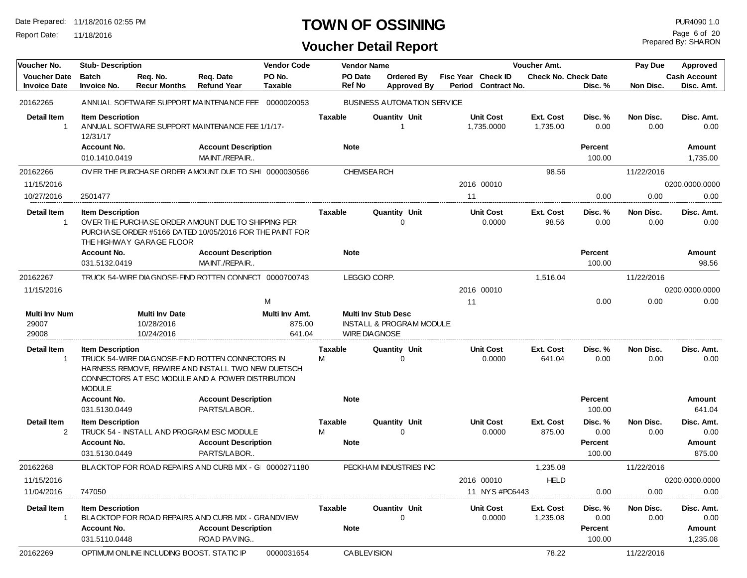# TOWN OF OSSINING

## Voucher Detail Report

Date Prepared: 11/18/2016 02:55 PM
Report Date: 11/18/2016

PUR4090 1.0
Prepared By: SHARON

| Voucher No. | Stub- Description | | | Vendor Code | Vendor Name | | | | Voucher Amt. | | Pay Due | Approved |
|---|---|---|---|---|---|---|---|---|---|---|---|---|
| Voucher Date | Batch | Req. No. | Req. Date | PO No. | PO Date | Ordered By | Fisc Year | Check ID | Check No. | Check Date | | Cash Account |
| Invoice Date | Invoice No. | Recur Months | Refund Year | Taxable | Ref No | Approved By | Period | Contract No. | | Disc. % | Non Disc. | Disc. Amt. |

**20162265** — ANNUAL SOFTWARE SUPPORT MAINTENANCE FEE — 0000020053 — BUSINESS AUTOMATION SERVICE

| Detail Item | Item Description | Taxable | Quantity | Unit | Unit Cost | Ext. Cost | Disc. % | Non Disc. | Disc. Amt. |
|---|---|---|---|---|---|---|---|---|---|
| 1 | ANNUAL SOFTWARE SUPPORT MAINTENANCE FEE 1/1/17-12/31/17 | | 1 | | 1,735.0000 | 1,735.00 | 0.00 | 0.00 | 0.00 |

| Account No. | Account Description | Note | Percent | Amount |
|---|---|---|---|---|
| 010.1410.0419 | MAINT./REPAIR.. | | 100.00 | 1,735.00 |

**20162266** — OVER THE PURCHASE ORDER AMOUNT DUE TO SHI — 0000030566 — CHEMSEARCH — Voucher Amt. 98.56 — Pay Due 11/22/2016

| Voucher Date | Invoice Date | Invoice No. | Fisc Year | Period | Check ID | Disc. % | Non Disc. | Cash Account | Disc. Amt. |
|---|---|---|---|---|---|---|---|---|---|
| 11/15/2016 | 10/27/2016 | 2501477 | 2016 | 11 | 00010 | 0.00 | 0.00 | 0200.0000.0000 | 0.00 |

| Detail Item | Item Description | Taxable | Quantity | Unit | Unit Cost | Ext. Cost | Disc. % | Non Disc. | Disc. Amt. |
|---|---|---|---|---|---|---|---|---|---|
| 1 | OVER THE PURCHASE ORDER AMOUNT DUE TO SHIPPING PER PURCHASE ORDER #5166 DATED 10/05/2016 FOR THE PAINT FOR THE HIGHWAY GARAGE FLOOR | | 0 | | 0.0000 | 98.56 | 0.00 | 0.00 | 0.00 |

| Account No. | Account Description | Note | Percent | Amount |
|---|---|---|---|---|
| 031.5132.0419 | MAINT./REPAIR.. | | 100.00 | 98.56 |

**20162267** — TRUCK 54-WIRE DIAGNOSE-FIND ROTTEN CONNECT — 0000700743 — LEGGIO CORP. — Voucher Amt. 1,516.04 — Pay Due 11/22/2016

| Voucher Date | Taxable | Fisc Year | Period | Check ID | Disc. % | Non Disc. | Cash Account | Disc. Amt. |
|---|---|---|---|---|---|---|---|---|
| 11/15/2016 | M | 2016 | 11 | 00010 | 0.00 | 0.00 | 0200.0000.0000 | 0.00 |

| Multi Inv Num | Multi Inv Date | Multi Inv Amt. | Multi Inv Stub Desc |
|---|---|---|---|
| 29007 | 10/28/2016 | 875.00 | INSTALL & PROGRAM MODULE |
| 29008 | 10/24/2016 | 641.04 | WIRE DIAGNOSE |

| Detail Item | Item Description | Taxable | Quantity | Unit | Unit Cost | Ext. Cost | Disc. % | Non Disc. | Disc. Amt. |
|---|---|---|---|---|---|---|---|---|---|
| 1 | TRUCK 54-WIRE DIAGNOSE-FIND ROTTEN CONNECTORS IN HARNESS REMOVE, REWIRE AND INSTALL TWO NEW DUETSCH CONNECTORS AT ESC MODULE AND A POWER DISTRIBUTION MODULE | M | 0 | | 0.0000 | 641.04 | 0.00 | 0.00 | 0.00 |

| Account No. | Account Description | Note | Percent | Amount |
|---|---|---|---|---|
| 031.5130.0449 | PARTS/LABOR.. | | 100.00 | 641.04 |

| Detail Item | Item Description | Taxable | Quantity | Unit | Unit Cost | Ext. Cost | Disc. % | Non Disc. | Disc. Amt. |
|---|---|---|---|---|---|---|---|---|---|
| 2 | TRUCK 54 - INSTALL AND PROGRAM ESC MODULE | M | 0 | | 0.0000 | 875.00 | 0.00 | 0.00 | 0.00 |

| Account No. | Account Description | Note | Percent | Amount |
|---|---|---|---|---|
| 031.5130.0449 | PARTS/LABOR.. | | 100.00 | 875.00 |

**20162268** — BLACKTOP FOR ROAD REPAIRS AND CURB MIX - G — 0000271180 — PECKHAM INDUSTRIES INC — Voucher Amt. 1,235.08 — Pay Due 11/22/2016

| Voucher Date | Invoice Date | Invoice No. | Fisc Year | Period | Check ID | Contract No. | Check No. | Disc. % | Non Disc. | Cash Account | Disc. Amt. |
|---|---|---|---|---|---|---|---|---|---|---|---|
| 11/15/2016 | 11/04/2016 | 747050 | 2016 | 11 | 00010 | NYS #PC6443 | HELD | 0.00 | 0.00 | 0200.0000.0000 | 0.00 |

| Detail Item | Item Description | Taxable | Quantity | Unit | Unit Cost | Ext. Cost | Disc. % | Non Disc. | Disc. Amt. |
|---|---|---|---|---|---|---|---|---|---|
| 1 | BLACKTOP FOR ROAD REPAIRS AND CURB MIX - GRANDVIEW | | 0 | | 0.0000 | 1,235.08 | 0.00 | 0.00 | 0.00 |

| Account No. | Account Description | Note | Percent | Amount |
|---|---|---|---|---|
| 031.5110.0448 | ROAD PAVING.. | | 100.00 | 1,235.08 |

**20162269** — OPTIMUM ONLINE INCLUDING BOOST, STATIC IP — 0000031654 — CABLEVISION — Voucher Amt. 78.22 — Pay Due 11/22/2016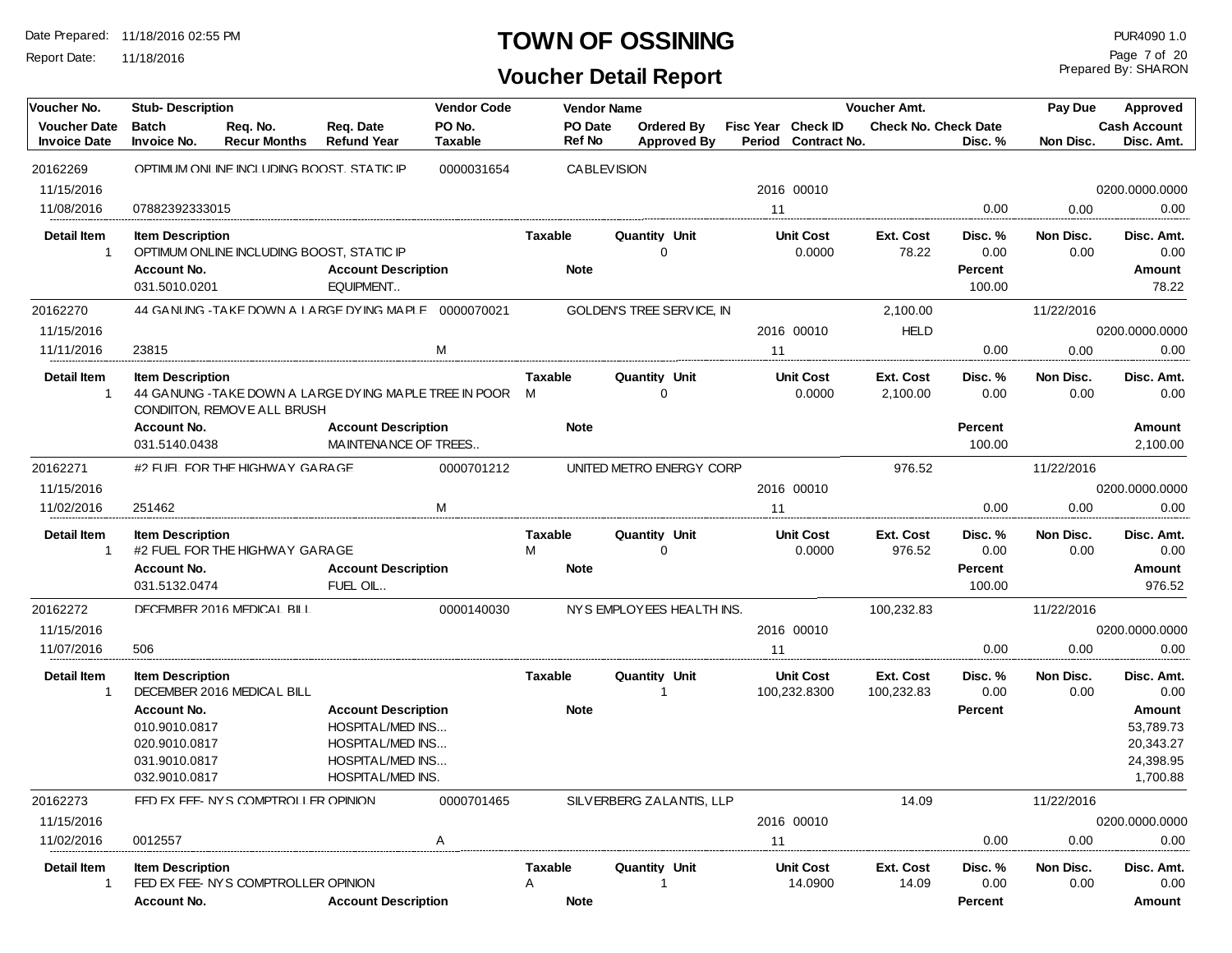# TOWN OF OSSINING

## Voucher Detail Report

Date Prepared: 11/18/2016 02:55 PM
Report Date: 11/18/2016

PUR4090 1.0
Prepared By: SHARON

| Voucher No. | Stub- Description | | | Vendor Code | Vendor Name | | | | Voucher Amt. | | Pay Due | Approved |
|---|---|---|---|---|---|---|---|---|---|---|---|---|
| Voucher Date | Batch | Req. No. | Req. Date | PO No. | PO Date | Ordered By | Fisc Year | Check ID | Check No. | Check Date | | Cash Account |
| Invoice Date | Invoice No. | Recur Months | Refund Year | Taxable | Ref No | Approved By | Period | Contract No. | | Disc. % | Non Disc. | Disc. Amt. |
| 20162269 | OPTIMUM ONLINE INCLUDING BOOST, STATIC IP | | | 0000031654 | CABLEVISION | | | | | | | |
| 11/15/2016 | | | | | | | 2016 | 00010 | | | | 0200.0000.0000 |
| 11/08/2016 | 07882392333015 | | | | | | 11 | | | 0.00 | 0.00 | 0.00 |

| Detail Item | Item Description | Taxable | Quantity | Unit | Unit Cost | Ext. Cost | Disc. % | Non Disc. | Disc. Amt. |
|---|---|---|---|---|---|---|---|---|---|
| 1 | OPTIMUM ONLINE INCLUDING BOOST, STATIC IP | | 0 | | 0.0000 | 78.22 | 0.00 | 0.00 | 0.00 |

| Account No. | Account Description | Note | Percent | Amount |
|---|---|---|---|---|
| 031.5010.0201 | EQUIPMENT.. | | 100.00 | 78.22 |

| Voucher No. | Stub- Description | | | Vendor Code | Vendor Name | | | | Voucher Amt. | | Pay Due | Approved |
|---|---|---|---|---|---|---|---|---|---|---|---|---|
| 20162270 | 44 GANUNG -TAKE DOWN A LARGE DYING MAPLE | | | 0000070021 | GOLDEN'S TREE SERVICE, IN | | | | 2,100.00 | | 11/22/2016 | |
| 11/15/2016 | | | | | | | 2016 | 00010 | HELD | | | 0200.0000.0000 |
| 11/11/2016 | 23815 | | | M | | | 11 | | | 0.00 | 0.00 | 0.00 |

| Detail Item | Item Description | Taxable | Quantity | Unit | Unit Cost | Ext. Cost | Disc. % | Non Disc. | Disc. Amt. |
|---|---|---|---|---|---|---|---|---|---|
| 1 | 44 GANUNG -TAKE DOWN A LARGE DYING MAPLE TREE IN POOR CONDIITON, REMOVE ALL BRUSH | M | 0 | | 0.0000 | 2,100.00 | 0.00 | 0.00 | 0.00 |

| Account No. | Account Description | Note | Percent | Amount |
|---|---|---|---|---|
| 031.5140.0438 | MAINTENANCE OF TREES.. | | 100.00 | 2,100.00 |

| Voucher No. | Stub- Description | | | Vendor Code | Vendor Name | | | | Voucher Amt. | | Pay Due | Approved |
|---|---|---|---|---|---|---|---|---|---|---|---|---|
| 20162271 | #2 FUEL FOR THE HIGHWAY GARAGE | | | 0000701212 | UNITED METRO ENERGY CORP | | | | 976.52 | | 11/22/2016 | |
| 11/15/2016 | | | | | | | 2016 | 00010 | | | | 0200.0000.0000 |
| 11/02/2016 | 251462 | | | M | | | 11 | | | 0.00 | 0.00 | 0.00 |

| Detail Item | Item Description | Taxable | Quantity | Unit | Unit Cost | Ext. Cost | Disc. % | Non Disc. | Disc. Amt. |
|---|---|---|---|---|---|---|---|---|---|
| 1 | #2 FUEL FOR THE HIGHWAY GARAGE | M | 0 | | 0.0000 | 976.52 | 0.00 | 0.00 | 0.00 |

| Account No. | Account Description | Note | Percent | Amount |
|---|---|---|---|---|
| 031.5132.0474 | FUEL OIL.. | | 100.00 | 976.52 |

| Voucher No. | Stub- Description | | | Vendor Code | Vendor Name | | | | Voucher Amt. | | Pay Due | Approved |
|---|---|---|---|---|---|---|---|---|---|---|---|---|
| 20162272 | DECEMBER 2016 MEDICAL BILL | | | 0000140030 | NYS EMPLOYEES HEALTH INS. | | | | 100,232.83 | | 11/22/2016 | |
| 11/15/2016 | | | | | | | 2016 | 00010 | | | | 0200.0000.0000 |
| 11/07/2016 | 506 | | | | | | 11 | | | 0.00 | 0.00 | 0.00 |

| Detail Item | Item Description | Taxable | Quantity | Unit | Unit Cost | Ext. Cost | Disc. % | Non Disc. | Disc. Amt. |
|---|---|---|---|---|---|---|---|---|---|
| 1 | DECEMBER 2016 MEDICAL BILL | | 1 | | 100,232.8300 | 100,232.83 | 0.00 | 0.00 | 0.00 |

| Account No. | Account Description | Note | Percent | Amount |
|---|---|---|---|---|
| 010.9010.0817 | HOSPITAL/MED INS... | | | 53,789.73 |
| 020.9010.0817 | HOSPITAL/MED INS... | | | 20,343.27 |
| 031.9010.0817 | HOSPITAL/MED INS... | | | 24,398.95 |
| 032.9010.0817 | HOSPITAL/MED INS. | | | 1,700.88 |

| Voucher No. | Stub- Description | | | Vendor Code | Vendor Name | | | | Voucher Amt. | | Pay Due | Approved |
|---|---|---|---|---|---|---|---|---|---|---|---|---|
| 20162273 | FED EX FEE- NYS COMPTROLLER OPINION | | | 0000701465 | SILVERBERG ZALANTIS, LLP | | | | 14.09 | | 11/22/2016 | |
| 11/15/2016 | | | | | | | 2016 | 00010 | | | | 0200.0000.0000 |
| 11/02/2016 | 0012557 | | | A | | | 11 | | | 0.00 | 0.00 | 0.00 |

| Detail Item | Item Description | Taxable | Quantity | Unit | Unit Cost | Ext. Cost | Disc. % | Non Disc. | Disc. Amt. |
|---|---|---|---|---|---|---|---|---|---|
| 1 | FED EX FEE- NYS COMPTROLLER OPINION | A | 1 | | 14.0900 | 14.09 | 0.00 | 0.00 | 0.00 |

| Account No. | Account Description | Note | Percent | Amount |
|---|---|---|---|---|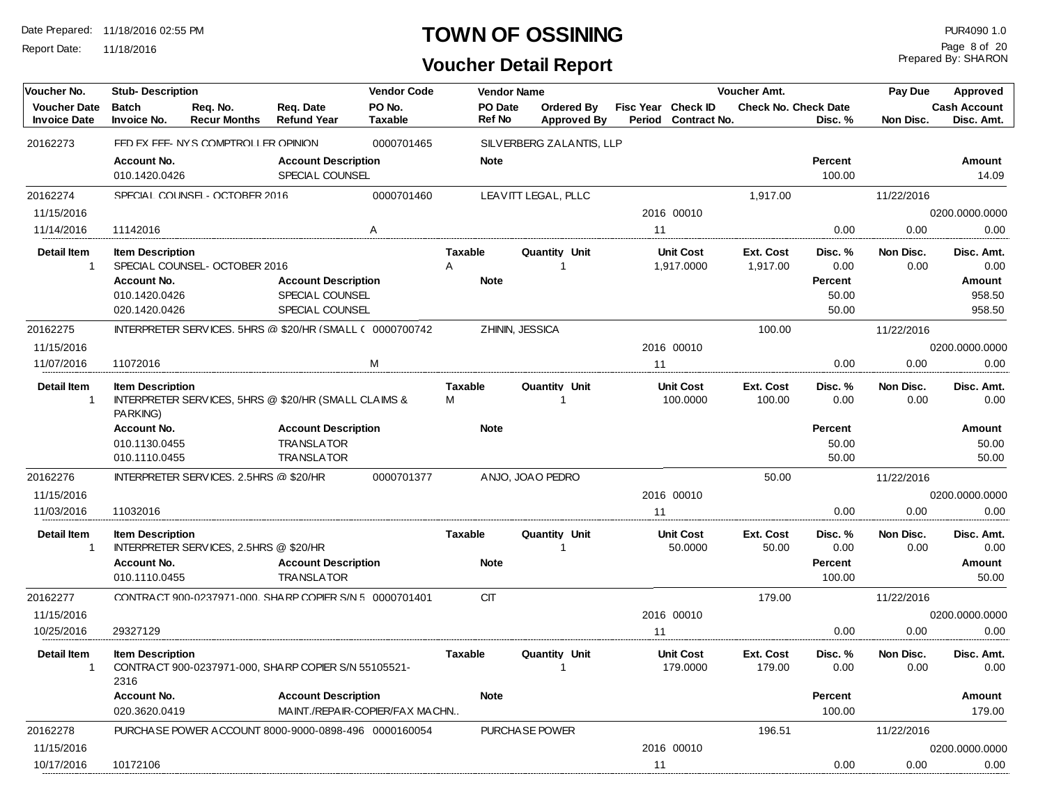# TOWN OF OSSINING

## Voucher Detail Report

Date Prepared: 11/18/2016 02:55 PM
Report Date: 11/18/2016

PUR4090 1.0
Prepared By: SHARON

| Voucher No. | Stub- Description | | | Vendor Code | Vendor Name | | | | Voucher Amt. | | Pay Due | Approved |
|---|---|---|---|---|---|---|---|---|---|---|---|---|
| Voucher Date / Invoice Date | Batch / Invoice No. | Req. No. / Recur Months | Req. Date / Refund Year | PO No. / Taxable | PO Date / Ref No | Ordered By / Approved By | Fisc Year / Period | Check ID / Contract No. | Check No. | Check Date / Disc. % | Non Disc. | Cash Account / Disc. Amt. |

**20162273** — FED EX FEE- NYS COMPTROLLER OPINION — 0000701465 — SILVERBERG ZALANTIS, LLP

| Account No. | Account Description | Note | Percent | Amount |
|---|---|---|---|---|
| 010.1420.0426 | SPECIAL COUNSEL | | 100.00 | 14.09 |

**20162274** — SPECIAL COUNSEL - OCTOBER 2016 — 0000701460 — LEAVITT LEGAL, PLLC — 1,917.00 — 11/22/2016

| Voucher Date | Invoice Date | Invoice No. | Taxable | Fisc Year | Period | Check ID | Disc. % | Non Disc. | Cash Account | Disc. Amt. |
|---|---|---|---|---|---|---|---|---|---|---|
| 11/15/2016 | 11/14/2016 | 11142016 | A | 2016 | 11 | 00010 | 0.00 | 0.00 | 0200.0000.0000 | 0.00 |

| Detail Item | Item Description | Taxable | Quantity | Unit | Unit Cost | Ext. Cost | Disc. % | Non Disc. | Disc. Amt. |
|---|---|---|---|---|---|---|---|---|---|
| 1 | SPECIAL COUNSEL- OCTOBER 2016 | A | 1 | | 1,917.0000 | 1,917.00 | 0.00 | 0.00 | 0.00 |

| Account No. | Account Description | Note | Percent | Amount |
|---|---|---|---|---|
| 010.1420.0426 | SPECIAL COUNSEL | | 50.00 | 958.50 |
| 020.1420.0426 | SPECIAL COUNSEL | | 50.00 | 958.50 |

**20162275** — INTERPRETER SERVICES, 5HRS @ $20/HR (SMALL ( — 0000700742 — ZHININ, JESSICA — 100.00 — 11/22/2016

| Voucher Date | Invoice Date | Invoice No. | Taxable | Fisc Year | Period | Check ID | Disc. % | Non Disc. | Cash Account | Disc. Amt. |
|---|---|---|---|---|---|---|---|---|---|---|
| 11/15/2016 | 11/07/2016 | 11072016 | M | 2016 | 11 | 00010 | 0.00 | 0.00 | 0200.0000.0000 | 0.00 |

| Detail Item | Item Description | Taxable | Quantity | Unit | Unit Cost | Ext. Cost | Disc. % | Non Disc. | Disc. Amt. |
|---|---|---|---|---|---|---|---|---|---|
| 1 | INTERPRETER SERVICES, 5HRS @ $20/HR (SMALL CLAIMS & PARKING) | M | 1 | | 100.0000 | 100.00 | 0.00 | 0.00 | 0.00 |

| Account No. | Account Description | Note | Percent | Amount |
|---|---|---|---|---|
| 010.1130.0455 | TRANSLATOR | | 50.00 | 50.00 |
| 010.1110.0455 | TRANSLATOR | | 50.00 | 50.00 |

**20162276** — INTERPRETER SERVICES, 2.5HRS @ $20/HR — 0000701377 — ANJO, JOAO PEDRO — 50.00 — 11/22/2016

| Voucher Date | Invoice Date | Invoice No. | Taxable | Fisc Year | Period | Check ID | Disc. % | Non Disc. | Cash Account | Disc. Amt. |
|---|---|---|---|---|---|---|---|---|---|---|
| 11/15/2016 | 11/03/2016 | 11032016 | | 2016 | 11 | 00010 | 0.00 | 0.00 | 0200.0000.0000 | 0.00 |

| Detail Item | Item Description | Taxable | Quantity | Unit | Unit Cost | Ext. Cost | Disc. % | Non Disc. | Disc. Amt. |
|---|---|---|---|---|---|---|---|---|---|
| 1 | INTERPRETER SERVICES, 2.5HRS @ $20/HR | | 1 | | 50.0000 | 50.00 | 0.00 | 0.00 | 0.00 |

| Account No. | Account Description | Note | Percent | Amount |
|---|---|---|---|---|
| 010.1110.0455 | TRANSLATOR | | 100.00 | 50.00 |

**20162277** — CONTRACT 900-0237971-000, SHARP COPIER S/N 5 — 0000701401 — CIT — 179.00 — 11/22/2016

| Voucher Date | Invoice Date | Invoice No. | Taxable | Fisc Year | Period | Check ID | Disc. % | Non Disc. | Cash Account | Disc. Amt. |
|---|---|---|---|---|---|---|---|---|---|---|
| 11/15/2016 | 10/25/2016 | 29327129 | | 2016 | 11 | 00010 | 0.00 | 0.00 | 0200.0000.0000 | 0.00 |

| Detail Item | Item Description | Taxable | Quantity | Unit | Unit Cost | Ext. Cost | Disc. % | Non Disc. | Disc. Amt. |
|---|---|---|---|---|---|---|---|---|---|
| 1 | CONTRACT 900-0237971-000, SHARP COPIER S/N 55105521-2316 | | 1 | | 179.0000 | 179.00 | 0.00 | 0.00 | 0.00 |

| Account No. | Account Description | Note | Percent | Amount |
|---|---|---|---|---|
| 020.3620.0419 | MAINT./REPAIR-COPIER/FAX MACHN.. | | 100.00 | 179.00 |

**20162278** — PURCHASE POWER ACCOUNT 8000-9000-0898-496 — 0000160054 — PURCHASE POWER — 196.51 — 11/22/2016

| Voucher Date | Invoice Date | Invoice No. | Taxable | Fisc Year | Period | Check ID | Disc. % | Non Disc. | Cash Account | Disc. Amt. |
|---|---|---|---|---|---|---|---|---|---|---|
| 11/15/2016 | 10/17/2016 | 10172106 | | 2016 | 11 | 00010 | 0.00 | 0.00 | 0200.0000.0000 | 0.00 |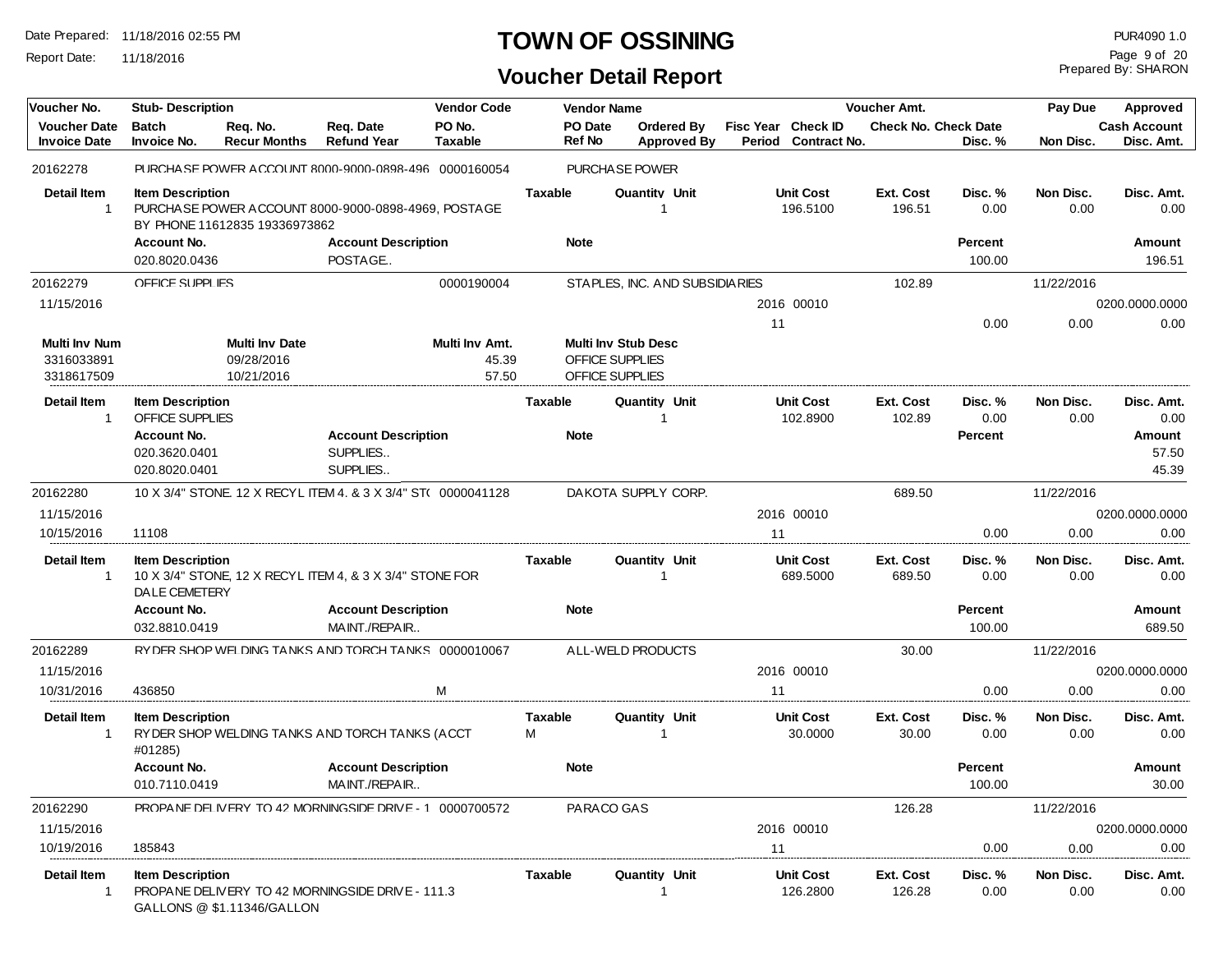# TOWN OF OSSINING

## Voucher Detail Report

Date Prepared: 11/18/2016 02:55 PM
Report Date: 11/18/2016

PUR4090 1.0
Prepared By: SHARON

| Voucher No. | Stub- Description | | | Vendor Code | Vendor Name | | | | Voucher Amt. | | Pay Due | Approved |
|---|---|---|---|---|---|---|---|---|---|---|---|---|
| Voucher Date | Batch | Req. No. | Req. Date | PO No. | PO Date | Ordered By | Fisc Year | Check ID | Check No. Check Date | | | Cash Account |
| Invoice Date | Invoice No. | Recur Months | Refund Year | Taxable | Ref No | Approved By | Period | Contract No. | | Disc. % | Non Disc. | Disc. Amt. |

---

**20162278** — PURCHASE POWER ACCOUNT 8000-9000-0898-496 — 0000160054 — PURCHASE POWER

| Detail Item | Item Description | Taxable | Quantity | Unit | Unit Cost | Ext. Cost | Disc. % | Non Disc. | Disc. Amt. |
|---|---|---|---|---|---|---|---|---|---|
| 1 | PURCHASE POWER ACCOUNT 8000-9000-0898-4969, POSTAGE BY PHONE 11612835 19336973862 | | 1 | | 196.5100 | 196.51 | 0.00 | 0.00 | 0.00 |

| Account No. | Account Description | Note | Percent | Amount |
|---|---|---|---|---|
| 020.8020.0436 | POSTAGE.. | | 100.00 | 196.51 |

---

**20162279** — OFFICE SUPPLIES — 0000190004 — STAPLES, INC. AND SUBSIDIARIES — Voucher Amt. 102.89 — Pay Due 11/22/2016

Voucher Date: 11/15/2016 — Fisc Year 2016 — Check ID 00010 — Cash Account 0200.0000.0000
Period 11 — Disc. % 0.00 — Non Disc. 0.00 — Disc. Amt. 0.00

| Multi Inv Num | Multi Inv Date | Multi Inv Amt. | Multi Inv Stub Desc |
|---|---|---|---|
| 3316033891 | 09/28/2016 | 45.39 | OFFICE SUPPLIES |
| 3318617509 | 10/21/2016 | 57.50 | OFFICE SUPPLIES |

| Detail Item | Item Description | Taxable | Quantity | Unit | Unit Cost | Ext. Cost | Disc. % | Non Disc. | Disc. Amt. |
|---|---|---|---|---|---|---|---|---|---|
| 1 | OFFICE SUPPLIES | | 1 | | 102.8900 | 102.89 | 0.00 | 0.00 | 0.00 |

| Account No. | Account Description | Note | Percent | Amount |
|---|---|---|---|---|
| 020.3620.0401 | SUPPLIES.. | | | 57.50 |
| 020.8020.0401 | SUPPLIES.. | | | 45.39 |

---

**20162280** — 10 X 3/4" STONE, 12 X RECYL ITEM 4, & 3 X 3/4" ST( — 0000041128 — DAKOTA SUPPLY CORP. — Voucher Amt. 689.50 — Pay Due 11/22/2016

Voucher Date: 11/15/2016 — Fisc Year 2016 — Check ID 00010 — Cash Account 0200.0000.0000
Invoice Date: 10/15/2016 — Invoice No. 11108 — Period 11 — Disc. % 0.00 — Non Disc. 0.00 — Disc. Amt. 0.00

| Detail Item | Item Description | Taxable | Quantity | Unit | Unit Cost | Ext. Cost | Disc. % | Non Disc. | Disc. Amt. |
|---|---|---|---|---|---|---|---|---|---|
| 1 | 10 X 3/4" STONE, 12 X RECYL ITEM 4, & 3 X 3/4" STONE FOR DALE CEMETERY | | 1 | | 689.5000 | 689.50 | 0.00 | 0.00 | 0.00 |

| Account No. | Account Description | Note | Percent | Amount |
|---|---|---|---|---|
| 032.8810.0419 | MAINT./REPAIR.. | | 100.00 | 689.50 |

---

**20162289** — RYDER SHOP WELDING TANKS AND TORCH TANKS — 0000010067 — ALL-WELD PRODUCTS — Voucher Amt. 30.00 — Pay Due 11/22/2016

Voucher Date: 11/15/2016 — Fisc Year 2016 — Check ID 00010 — Cash Account 0200.0000.0000
Invoice Date: 10/31/2016 — Invoice No. 436850 — Taxable M — Period 11 — Disc. % 0.00 — Non Disc. 0.00 — Disc. Amt. 0.00

| Detail Item | Item Description | Taxable | Quantity | Unit | Unit Cost | Ext. Cost | Disc. % | Non Disc. | Disc. Amt. |
|---|---|---|---|---|---|---|---|---|---|
| 1 | RYDER SHOP WELDING TANKS AND TORCH TANKS (ACCT #01285) | M | 1 | | 30.0000 | 30.00 | 0.00 | 0.00 | 0.00 |

| Account No. | Account Description | Note | Percent | Amount |
|---|---|---|---|---|
| 010.7110.0419 | MAINT./REPAIR.. | | 100.00 | 30.00 |

---

**20162290** — PROPANE DELIVERY TO 42 MORNINGSIDE DRIVE - 1 — 0000700572 — PARACO GAS — Voucher Amt. 126.28 — Pay Due 11/22/2016

Voucher Date: 11/15/2016 — Fisc Year 2016 — Check ID 00010 — Cash Account 0200.0000.0000
Invoice Date: 10/19/2016 — Invoice No. 185843 — Period 11 — Disc. % 0.00 — Non Disc. 0.00 — Disc. Amt. 0.00

| Detail Item | Item Description | Taxable | Quantity | Unit | Unit Cost | Ext. Cost | Disc. % | Non Disc. | Disc. Amt. |
|---|---|---|---|---|---|---|---|---|---|
| 1 | PROPANE DELIVERY TO 42 MORNINGSIDE DRIVE - 111.3 GALLONS @ $1.11346/GALLON | | 1 | | 126.2800 | 126.28 | 0.00 | 0.00 | 0.00 |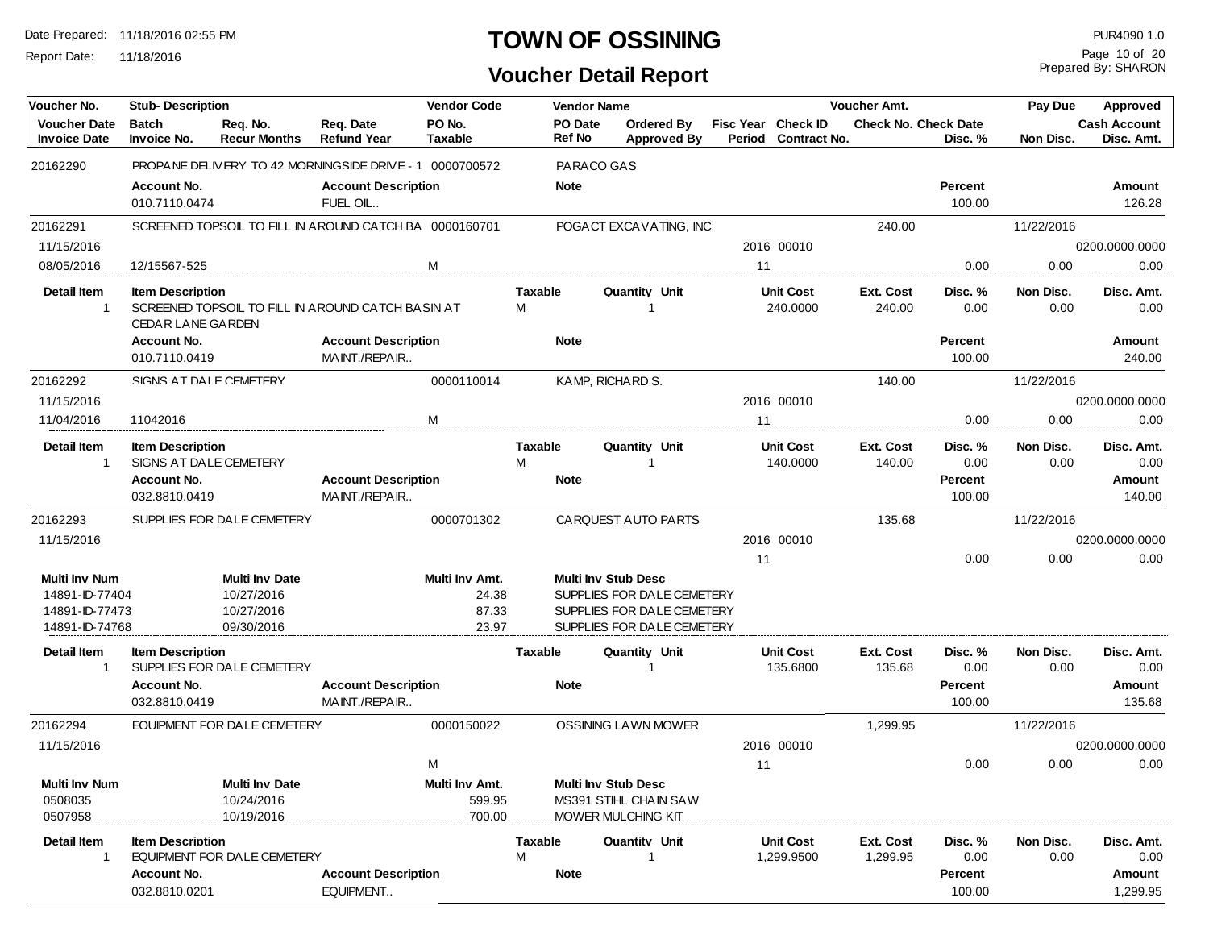# TOWN OF OSSINING

## Voucher Detail Report

Date Prepared: 11/18/2016 02:55 PM
Report Date: 11/18/2016

PUR4090 1.0
Prepared By: SHARON

| Voucher No. | Stub- Description | | | Vendor Code | Vendor Name | | | | Voucher Amt. | | Pay Due | Approved |
|---|---|---|---|---|---|---|---|---|---|---|---|---|
| Voucher Date / Invoice Date | Batch / Invoice No. | Req. No. / Recur Months | Req. Date / Refund Year | PO No. / Taxable | PO Date / Ref No | Ordered By / Approved By | Fisc Year / Period | Check ID / Contract No. | Check No. | Check Date / Disc. % | Non Disc. | Cash Account / Disc. Amt. |

**20162290** — PROPANE DELIVERY TO 42 MORNINGSIDE DRIVE - 1 — 0000700572 — PARACO GAS

| Account No. | Account Description | Note | Percent | Amount |
|---|---|---|---|---|
| 010.7110.0474 | FUEL OIL.. | | 100.00 | 126.28 |

**20162291** — SCREENED TOPSOIL TO FILL IN AROUND CATCH BA — 0000160701 — POGACT EXCAVATING, INC — Voucher Amt. 240.00 — Pay Due 11/22/2016

| Voucher Date | Invoice Date | Invoice No. | Taxable | Fisc Year | Check ID | Period | Disc. % | Non Disc. | Cash Account | Disc. Amt. |
|---|---|---|---|---|---|---|---|---|---|---|
| 11/15/2016 | 08/05/2016 | 12/15567-525 | M | 2016 | 00010 | 11 | 0.00 | 0.00 | 0200.0000.0000 | 0.00 |

| Detail Item | Item Description | Taxable | Quantity | Unit | Unit Cost | Ext. Cost | Disc. % | Non Disc. | Disc. Amt. |
|---|---|---|---|---|---|---|---|---|---|
| 1 | SCREENED TOPSOIL TO FILL IN AROUND CATCH BASIN AT CEDAR LANE GARDEN | M | 1 | | 240.0000 | 240.00 | 0.00 | 0.00 | 0.00 |

| Account No. | Account Description | Note | Percent | Amount |
|---|---|---|---|---|
| 010.7110.0419 | MAINT./REPAIR.. | | 100.00 | 240.00 |

**20162292** — SIGNS AT DALE CEMETERY — 0000110014 — KAMP, RICHARD S. — Voucher Amt. 140.00 — Pay Due 11/22/2016

| Voucher Date | Invoice Date | Invoice No. | Taxable | Fisc Year | Check ID | Period | Disc. % | Non Disc. | Cash Account | Disc. Amt. |
|---|---|---|---|---|---|---|---|---|---|---|
| 11/15/2016 | 11/04/2016 | 11042016 | M | 2016 | 00010 | 11 | 0.00 | 0.00 | 0200.0000.0000 | 0.00 |

| Detail Item | Item Description | Taxable | Quantity | Unit | Unit Cost | Ext. Cost | Disc. % | Non Disc. | Disc. Amt. |
|---|---|---|---|---|---|---|---|---|---|
| 1 | SIGNS AT DALE CEMETERY | M | 1 | | 140.0000 | 140.00 | 0.00 | 0.00 | 0.00 |

| Account No. | Account Description | Note | Percent | Amount |
|---|---|---|---|---|
| 032.8810.0419 | MAINT./REPAIR.. | | 100.00 | 140.00 |

**20162293** — SUPPLIES FOR DALE CEMETERY — 0000701302 — CARQUEST AUTO PARTS — Voucher Amt. 135.68 — Pay Due 11/22/2016

| Voucher Date | Fisc Year | Check ID | Period | Disc. % | Non Disc. | Cash Account | Disc. Amt. |
|---|---|---|---|---|---|---|---|
| 11/15/2016 | 2016 | 00010 | 11 | 0.00 | 0.00 | 0200.0000.0000 | 0.00 |

| Multi Inv Num | Multi Inv Date | Multi Inv Amt. | Multi Inv Stub Desc |
|---|---|---|---|
| 14891-ID-77404 | 10/27/2016 | 24.38 | SUPPLIES FOR DALE CEMETERY |
| 14891-ID-77473 | 10/27/2016 | 87.33 | SUPPLIES FOR DALE CEMETERY |
| 14891-ID-74768 | 09/30/2016 | 23.97 | SUPPLIES FOR DALE CEMETERY |

| Detail Item | Item Description | Taxable | Quantity | Unit | Unit Cost | Ext. Cost | Disc. % | Non Disc. | Disc. Amt. |
|---|---|---|---|---|---|---|---|---|---|
| 1 | SUPPLIES FOR DALE CEMETERY | | 1 | | 135.6800 | 135.68 | 0.00 | 0.00 | 0.00 |

| Account No. | Account Description | Note | Percent | Amount |
|---|---|---|---|---|
| 032.8810.0419 | MAINT./REPAIR.. | | 100.00 | 135.68 |

**20162294** — EQUIPMENT FOR DALE CEMETERY — 0000150022 — OSSINING LAWN MOWER — Voucher Amt. 1,299.95 — Pay Due 11/22/2016

| Voucher Date | Taxable | Fisc Year | Check ID | Period | Disc. % | Non Disc. | Cash Account | Disc. Amt. |
|---|---|---|---|---|---|---|---|---|
| 11/15/2016 | M | 2016 | 00010 | 11 | 0.00 | 0.00 | 0200.0000.0000 | 0.00 |

| Multi Inv Num | Multi Inv Date | Multi Inv Amt. | Multi Inv Stub Desc |
|---|---|---|---|
| 0508035 | 10/24/2016 | 599.95 | MS391 STIHL CHAIN SAW |
| 0507958 | 10/19/2016 | 700.00 | MOWER MULCHING KIT |

| Detail Item | Item Description | Taxable | Quantity | Unit | Unit Cost | Ext. Cost | Disc. % | Non Disc. | Disc. Amt. |
|---|---|---|---|---|---|---|---|---|---|
| 1 | EQUIPMENT FOR DALE CEMETERY | M | 1 | | 1,299.9500 | 1,299.95 | 0.00 | 0.00 | 0.00 |

| Account No. | Account Description | Note | Percent | Amount |
|---|---|---|---|---|
| 032.8810.0201 | EQUIPMENT.. | | 100.00 | 1,299.95 |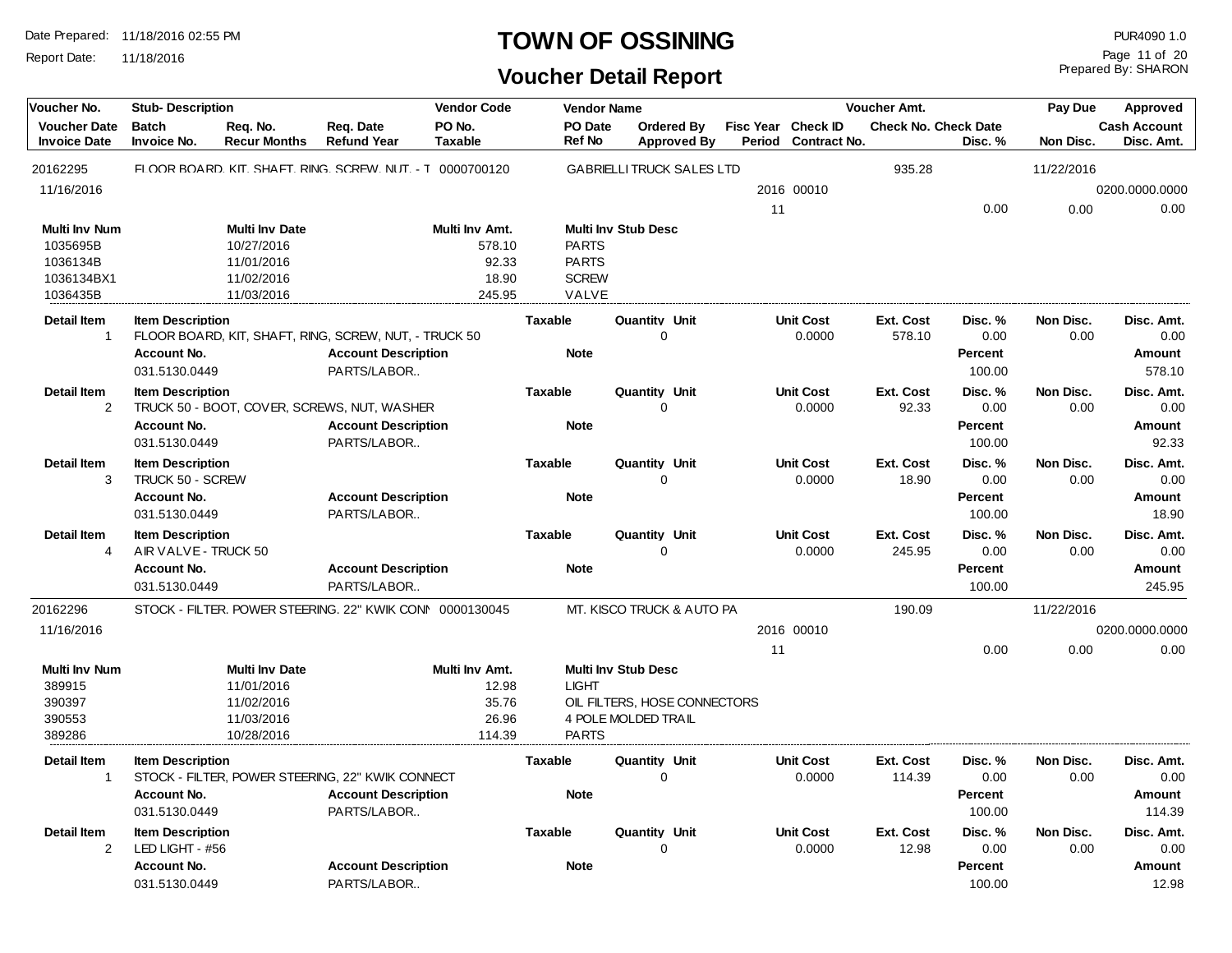# TOWN OF OSSINING

## Voucher Detail Report

Date Prepared: 11/18/2016 02:55 PM
Report Date: 11/18/2016

PUR4090 1.0
Prepared By: SHARON

| Voucher No. | Stub- Description | | | Vendor Code | Vendor Name | | | | Voucher Amt. | | Pay Due | Approved |
|---|---|---|---|---|---|---|---|---|---|---|---|---|
| Voucher Date / Invoice Date | Batch / Invoice No. | Req. No. / Recur Months | Req. Date / Refund Year | PO No. / Taxable | PO Date / Ref No | Ordered By / Approved By | Fisc Year / Period | Check ID / Contract No. | Check No. Check Date | Disc. % | Non Disc. | Cash Account / Disc. Amt. |
| 20162295 | FLOOR BOARD, KIT, SHAFT, RING, SCREW, NUT, - T | | | 0000700120 | GABRIELLI TRUCK SALES LTD | | | | 935.28 | | 11/22/2016 | |
| 11/16/2016 | | | | | | | 2016 | 00010 | | | | 0200.0000.0000 |
| | | | | | | | 11 | | | 0.00 | 0.00 | 0.00 |

| Multi Inv Num | Multi Inv Date | Multi Inv Amt. | Multi Inv Stub Desc |
|---|---|---|---|
| 1035695B | 10/27/2016 | 578.10 | PARTS |
| 1036134B | 11/01/2016 | 92.33 | PARTS |
| 1036134BX1 | 11/02/2016 | 18.90 | SCREW |
| 1036435B | 11/03/2016 | 245.95 | VALVE |

| Detail Item | Item Description | Taxable | Quantity Unit | Unit Cost | Ext. Cost | Disc. % | Non Disc. | Disc. Amt. |
|---|---|---|---|---|---|---|---|---|
| 1 | FLOOR BOARD, KIT, SHAFT, RING, SCREW, NUT, - TRUCK 50 | | 0 | 0.0000 | 578.10 | 0.00 | 0.00 | 0.00 |
| 2 | TRUCK 50 - BOOT, COVER, SCREWS, NUT, WASHER | | 0 | 0.0000 | 92.33 | 0.00 | 0.00 | 0.00 |
| 3 | TRUCK 50 - SCREW | | 0 | 0.0000 | 18.90 | 0.00 | 0.00 | 0.00 |
| 4 | AIR VALVE - TRUCK 50 | | 0 | 0.0000 | 245.95 | 0.00 | 0.00 | 0.00 |

| Detail Item | Account No. | Account Description | Note | Percent | Amount |
|---|---|---|---|---|---|
| 1 | 031.5130.0449 | PARTS/LABOR.. | | 100.00 | 578.10 |
| 2 | 031.5130.0449 | PARTS/LABOR.. | | 100.00 | 92.33 |
| 3 | 031.5130.0449 | PARTS/LABOR.. | | 100.00 | 18.90 |
| 4 | 031.5130.0449 | PARTS/LABOR.. | | 100.00 | 245.95 |

| Voucher No. | Stub- Description | Vendor Code | Vendor Name | Fisc Year | Check ID | Voucher Amt. | Disc. % | Pay Due / Non Disc. | Cash Account / Disc. Amt. |
|---|---|---|---|---|---|---|---|---|---|
| 20162296 | STOCK - FILTER, POWER STEERING, 22" KWIK CONN | 0000130045 | MT. KISCO TRUCK & AUTO PA | | | 190.09 | | 11/22/2016 | |
| 11/16/2016 | | | | 2016 | 00010 | | | | 0200.0000.0000 |
| | | | | 11 | | | 0.00 | 0.00 | 0.00 |

| Multi Inv Num | Multi Inv Date | Multi Inv Amt. | Multi Inv Stub Desc |
|---|---|---|---|
| 389915 | 11/01/2016 | 12.98 | LIGHT |
| 390397 | 11/02/2016 | 35.76 | OIL FILTERS, HOSE CONNECTORS |
| 390553 | 11/03/2016 | 26.96 | 4 POLE MOLDED TRAIL |
| 389286 | 10/28/2016 | 114.39 | PARTS |

| Detail Item | Item Description | Taxable | Quantity Unit | Unit Cost | Ext. Cost | Disc. % | Non Disc. | Disc. Amt. |
|---|---|---|---|---|---|---|---|---|
| 1 | STOCK - FILTER, POWER STEERING, 22" KWIK CONNECT | | 0 | 0.0000 | 114.39 | 0.00 | 0.00 | 0.00 |
| 2 | LED LIGHT - #56 | | 0 | 0.0000 | 12.98 | 0.00 | 0.00 | 0.00 |

| Detail Item | Account No. | Account Description | Note | Percent | Amount |
|---|---|---|---|---|---|
| 1 | 031.5130.0449 | PARTS/LABOR.. | | 100.00 | 114.39 |
| 2 | 031.5130.0449 | PARTS/LABOR.. | | 100.00 | 12.98 |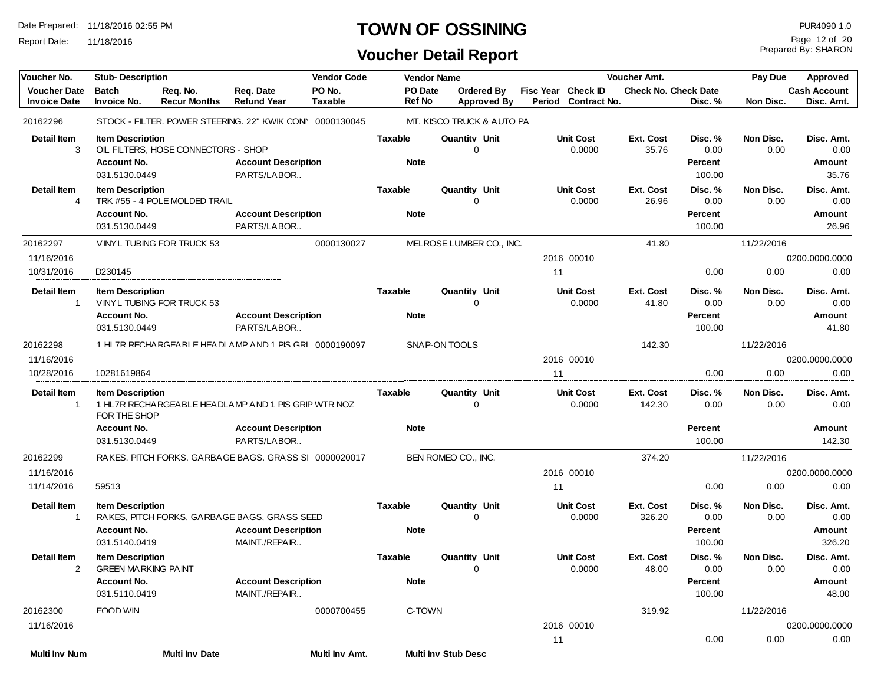# TOWN OF OSSINING

## Voucher Detail Report

Date Prepared: 11/18/2016 02:55 PM
Report Date: 11/18/2016

PUR4090 1.0
Prepared By: SHARON

| Voucher No. | Stub- Description | | | Vendor Code | Vendor Name | | | | Voucher Amt. | | Pay Due | Approved |
|---|---|---|---|---|---|---|---|---|---|---|---|---|
| Voucher Date | Batch | Req. No. | Req. Date | PO No. | PO Date | Ordered By | Fisc Year | Check ID | Check No. | Check Date | | Cash Account |
| Invoice Date | Invoice No. | Recur Months | Refund Year | Taxable | Ref No | Approved By | Period | Contract No. | | Disc. % | Non Disc. | Disc. Amt. |

**20162296** — STOCK - FILTER, POWER STEERING, 22" KWIK CONN — 0000130045 — MT. KISCO TRUCK & AUTO PA

| Detail Item | Item Description | Taxable | Quantity | Unit | Unit Cost | Ext. Cost | Disc. % | Non Disc. | Disc. Amt. |
|---|---|---|---|---|---|---|---|---|---|
| 3 | OIL FILTERS, HOSE CONNECTORS - SHOP | | 0 | | 0.0000 | 35.76 | 0.00 | 0.00 | 0.00 |

| Account No. | Account Description | Note | Percent | Amount |
|---|---|---|---|---|
| 031.5130.0449 | PARTS/LABOR.. | | 100.00 | 35.76 |

| Detail Item | Item Description | Taxable | Quantity | Unit | Unit Cost | Ext. Cost | Disc. % | Non Disc. | Disc. Amt. |
|---|---|---|---|---|---|---|---|---|---|
| 4 | TRK #55 - 4 POLE MOLDED TRAIL | | 0 | | 0.0000 | 26.96 | 0.00 | 0.00 | 0.00 |

| Account No. | Account Description | Note | Percent | Amount |
|---|---|---|---|---|
| 031.5130.0449 | PARTS/LABOR.. | | 100.00 | 26.96 |

**20162297** — VINYL TUBING FOR TRUCK 53 — 0000130027 — MELROSE LUMBER CO., INC. — 41.80 — Pay Due 11/22/2016

| Voucher Date | Invoice Date | Invoice No. | Fisc Year | Period | Check ID | Disc. % | Non Disc. | Disc. Amt. | Cash Account |
|---|---|---|---|---|---|---|---|---|---|
| 11/16/2016 | 10/31/2016 | D230145 | 2016 | 11 | 00010 | 0.00 | 0.00 | 0.00 | 0200.0000.0000 |

| Detail Item | Item Description | Taxable | Quantity | Unit | Unit Cost | Ext. Cost | Disc. % | Non Disc. | Disc. Amt. |
|---|---|---|---|---|---|---|---|---|---|
| 1 | VINYL TUBING FOR TRUCK 53 | | 0 | | 0.0000 | 41.80 | 0.00 | 0.00 | 0.00 |

| Account No. | Account Description | Note | Percent | Amount |
|---|---|---|---|---|
| 031.5130.0449 | PARTS/LABOR.. | | 100.00 | 41.80 |

**20162298** — 1 HL7R RECHARGEABLE HEADLAMP AND 1 PIS GRI — 0000190097 — SNAP-ON TOOLS — 142.30 — Pay Due 11/22/2016

| Voucher Date | Invoice Date | Invoice No. | Fisc Year | Period | Check ID | Disc. % | Non Disc. | Disc. Amt. | Cash Account |
|---|---|---|---|---|---|---|---|---|---|
| 11/16/2016 | 10/28/2016 | 10281619864 | 2016 | 11 | 00010 | 0.00 | 0.00 | 0.00 | 0200.0000.0000 |

| Detail Item | Item Description | Taxable | Quantity | Unit | Unit Cost | Ext. Cost | Disc. % | Non Disc. | Disc. Amt. |
|---|---|---|---|---|---|---|---|---|---|
| 1 | 1 HL7R RECHARGEABLE HEADLAMP AND 1 PIS GRIP WTR NOZ FOR THE SHOP | | 0 | | 0.0000 | 142.30 | 0.00 | 0.00 | 0.00 |

| Account No. | Account Description | Note | Percent | Amount |
|---|---|---|---|---|
| 031.5130.0449 | PARTS/LABOR.. | | 100.00 | 142.30 |

**20162299** — RAKES, PITCH FORKS, GARBAGE BAGS, GRASS SI — 0000020017 — BEN ROMEO CO., INC. — 374.20 — Pay Due 11/22/2016

| Voucher Date | Invoice Date | Invoice No. | Fisc Year | Period | Check ID | Disc. % | Non Disc. | Disc. Amt. | Cash Account |
|---|---|---|---|---|---|---|---|---|---|
| 11/16/2016 | 11/14/2016 | 59513 | 2016 | 11 | 00010 | 0.00 | 0.00 | 0.00 | 0200.0000.0000 |

| Detail Item | Item Description | Taxable | Quantity | Unit | Unit Cost | Ext. Cost | Disc. % | Non Disc. | Disc. Amt. |
|---|---|---|---|---|---|---|---|---|---|
| 1 | RAKES, PITCH FORKS, GARBAGE BAGS, GRASS SEED | | 0 | | 0.0000 | 326.20 | 0.00 | 0.00 | 0.00 |

| Account No. | Account Description | Note | Percent | Amount |
|---|---|---|---|---|
| 031.5140.0419 | MAINT./REPAIR.. | | 100.00 | 326.20 |

| Detail Item | Item Description | Taxable | Quantity | Unit | Unit Cost | Ext. Cost | Disc. % | Non Disc. | Disc. Amt. |
|---|---|---|---|---|---|---|---|---|---|
| 2 | GREEN MARKING PAINT | | 0 | | 0.0000 | 48.00 | 0.00 | 0.00 | 0.00 |

| Account No. | Account Description | Note | Percent | Amount |
|---|---|---|---|---|
| 031.5110.0419 | MAINT./REPAIR.. | | 100.00 | 48.00 |

**20162300** — FOOD WIN — 0000700455 — C-TOWN — 319.92 — Pay Due 11/22/2016

| Voucher Date | Invoice Date | Invoice No. | Fisc Year | Period | Check ID | Disc. % | Non Disc. | Disc. Amt. | Cash Account |
|---|---|---|---|---|---|---|---|---|---|
| 11/16/2016 | | | 2016 | 11 | 00010 | 0.00 | 0.00 | 0.00 | 0200.0000.0000 |

| Multi Inv Num | Multi Inv Date | Multi Inv Amt. | Multi Inv Stub Desc |
|---|---|---|---|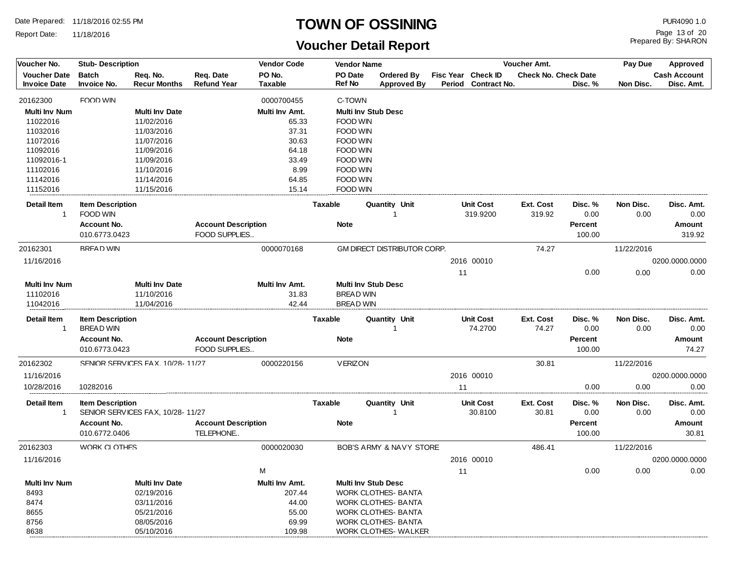# TOWN OF OSSINING

## Voucher Detail Report

Date Prepared: 11/18/2016 02:55 PM
Report Date: 11/18/2016

PUR4090 1.0
Prepared By: SHARON

| Voucher No. | Stub- Description | | | Vendor Code | Vendor Name | | | | Voucher Amt. | | Pay Due | Approved |
|---|---|---|---|---|---|---|---|---|---|---|---|---|
| Voucher Date | Batch | Req. No. | Req. Date | PO No. | PO Date | Ordered By | Fisc Year | Check ID | Check No. | Check Date | | Cash Account |
| Invoice Date | Invoice No. | Recur Months | Refund Year | Taxable | Ref No | Approved By | Period | Contract No. | | Disc. % | Non Disc. | Disc. Amt. |

### 20162300 — FOOD WIN — 0000700455 — C-TOWN

| Multi Inv Num | Multi Inv Date | Multi Inv Amt. | Multi Inv Stub Desc |
|---|---|---|---|
| 11022016 | 11/02/2016 | 65.33 | FOOD WIN |
| 11032016 | 11/03/2016 | 37.31 | FOOD WIN |
| 11072016 | 11/07/2016 | 30.63 | FOOD WIN |
| 11092016 | 11/09/2016 | 64.18 | FOOD WIN |
| 11092016-1 | 11/09/2016 | 33.49 | FOOD WIN |
| 11102016 | 11/10/2016 | 8.99 | FOOD WIN |
| 11142016 | 11/14/2016 | 64.85 | FOOD WIN |
| 11152016 | 11/15/2016 | 15.14 | FOOD WIN |

| Detail Item | Item Description | Taxable | Quantity | Unit | Unit Cost | Ext. Cost | Disc. % | Non Disc. | Disc. Amt. |
|---|---|---|---|---|---|---|---|---|---|
| 1 | FOOD WIN | | 1 | | 319.9200 | 319.92 | 0.00 | 0.00 | 0.00 |

| Account No. | Account Description | Note | Percent | Amount |
|---|---|---|---|---|
| 010.6773.0423 | FOOD SUPPLIES.. | | 100.00 | 319.92 |

### 20162301 — BREAD WIN — 0000070168 — GM DIRECT DISTRIBUTOR CORP.

| Voucher Date | Fisc Year | Check ID | Voucher Amt. | Pay Due | Cash Account | Period | Disc. % | Non Disc. | Disc. Amt. |
|---|---|---|---|---|---|---|---|---|---|
| 11/16/2016 | 2016 | 00010 | 74.27 | 11/22/2016 | 0200.0000.0000 | 11 | 0.00 | 0.00 | 0.00 |

| Multi Inv Num | Multi Inv Date | Multi Inv Amt. | Multi Inv Stub Desc |
|---|---|---|---|
| 11102016 | 11/10/2016 | 31.83 | BREAD WIN |
| 11042016 | 11/04/2016 | 42.44 | BREAD WIN |

| Detail Item | Item Description | Taxable | Quantity | Unit | Unit Cost | Ext. Cost | Disc. % | Non Disc. | Disc. Amt. |
|---|---|---|---|---|---|---|---|---|---|
| 1 | BREAD WIN | | 1 | | 74.2700 | 74.27 | 0.00 | 0.00 | 0.00 |

| Account No. | Account Description | Note | Percent | Amount |
|---|---|---|---|---|
| 010.6773.0423 | FOOD SUPPLIES.. | | 100.00 | 74.27 |

### 20162302 — SENIOR SERVICES FAX, 10/28- 11/27 — 0000220156 — VERIZON

| Voucher Date | Invoice Date | Invoice No. | Fisc Year | Check ID | Voucher Amt. | Pay Due | Cash Account | Period | Disc. % | Non Disc. | Disc. Amt. |
|---|---|---|---|---|---|---|---|---|---|---|---|
| 11/16/2016 | 10/28/2016 | 10282016 | 2016 | 00010 | 30.81 | 11/22/2016 | 0200.0000.0000 | 11 | 0.00 | 0.00 | 0.00 |

| Detail Item | Item Description | Taxable | Quantity | Unit | Unit Cost | Ext. Cost | Disc. % | Non Disc. | Disc. Amt. |
|---|---|---|---|---|---|---|---|---|---|
| 1 | SENIOR SERVICES FAX, 10/28- 11/27 | | 1 | | 30.8100 | 30.81 | 0.00 | 0.00 | 0.00 |

| Account No. | Account Description | Note | Percent | Amount |
|---|---|---|---|---|
| 010.6772.0406 | TELEPHONE.. | | 100.00 | 30.81 |

### 20162303 — WORK CLOTHES — 0000020030 — BOB'S ARMY & NAVY STORE

| Voucher Date | Taxable | Fisc Year | Check ID | Voucher Amt. | Pay Due | Cash Account | Period | Disc. % | Non Disc. | Disc. Amt. |
|---|---|---|---|---|---|---|---|---|---|---|
| 11/16/2016 | M | 2016 | 00010 | 486.41 | 11/22/2016 | 0200.0000.0000 | 11 | 0.00 | 0.00 | 0.00 |

| Multi Inv Num | Multi Inv Date | Multi Inv Amt. | Multi Inv Stub Desc |
|---|---|---|---|
| 8493 | 02/19/2016 | 207.44 | WORK CLOTHES- BANTA |
| 8474 | 03/11/2016 | 44.00 | WORK CLOTHES- BANTA |
| 8655 | 05/21/2016 | 55.00 | WORK CLOTHES- BANTA |
| 8756 | 08/05/2016 | 69.99 | WORK CLOTHES- BANTA |
| 8638 | 05/10/2016 | 109.98 | WORK CLOTHES- WALKER |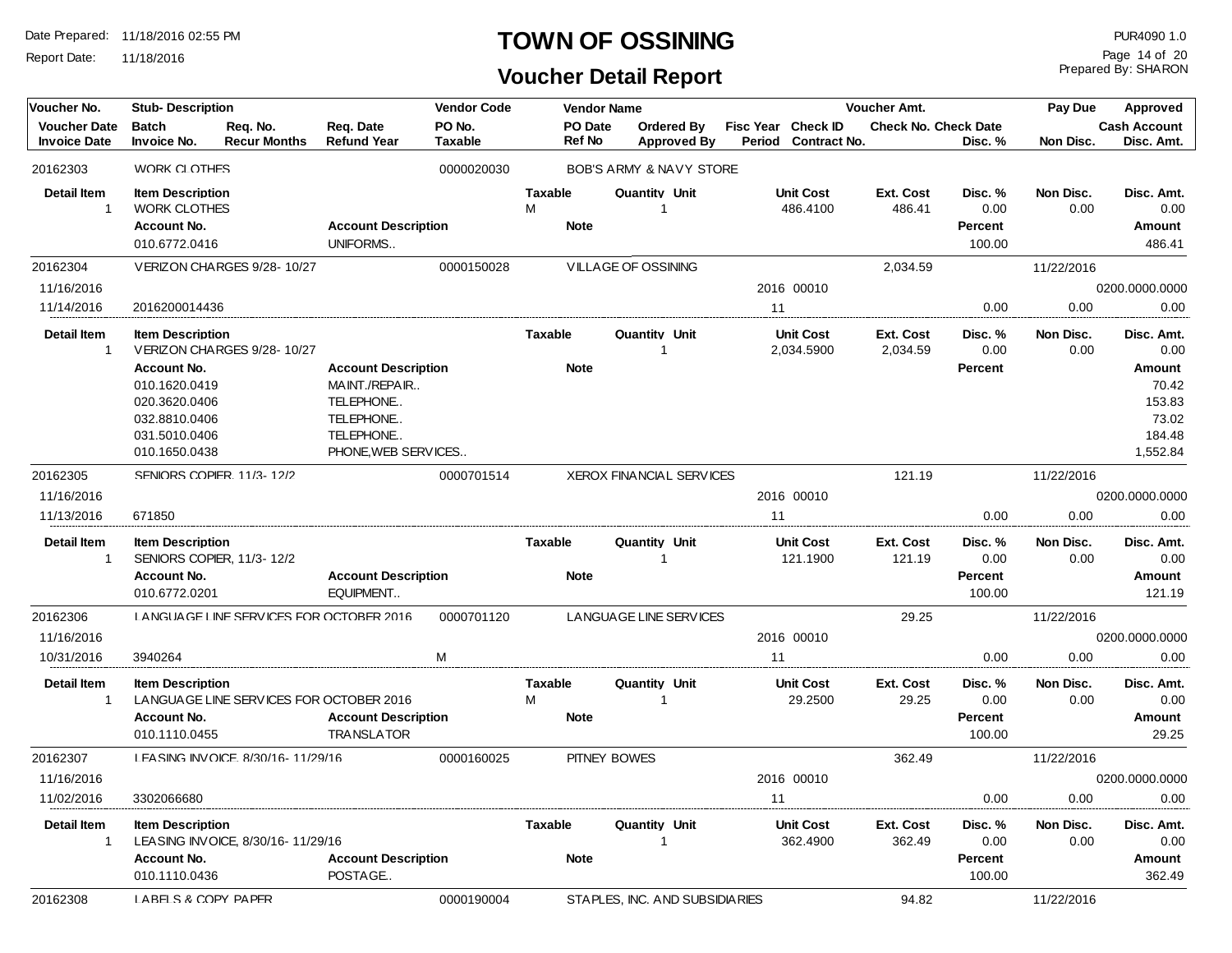# TOWN OF OSSINING

## Voucher Detail Report

Date Prepared: 11/18/2016 02:55 PM
Report Date: 11/18/2016

PUR4090 1.0
Prepared By: SHARON

| Voucher No. / Voucher Date / Invoice Date | Stub- Description / Batch / Invoice No. | Req. No. / Recur Months | Req. Date / Refund Year | Vendor Code / PO No. / Taxable | Vendor Name / PO Date / Ref No | Ordered By / Approved By | Fisc Year / Period | Check ID / Contract No. | Voucher Amt. / Check No. | Check Date / Disc. % | Pay Due / Non Disc. | Approved / Cash Account / Disc. Amt. |
|---|---|---|---|---|---|---|---|---|---|---|---|---|
| 20162303 | WORK CLOTHES | | | 0000020030 | BOB'S ARMY & NAVY STORE | | | | | | | |

| Detail Item | Item Description | Taxable | Quantity | Unit | Unit Cost | Ext. Cost | Disc. % | Non Disc. | Disc. Amt. |
|---|---|---|---|---|---|---|---|---|---|
| 1 | WORK CLOTHES | M | 1 | | 486.4100 | 486.41 | 0.00 | 0.00 | 0.00 |

| Account No. | Account Description | Note | Percent | Amount |
|---|---|---|---|---|
| 010.6772.0416 | UNIFORMS.. | | 100.00 | 486.41 |

| Voucher No. | Stub- Description | Vendor Code | Vendor Name | Fisc Year | Check ID | Voucher Amt. | Disc. % | Pay Due | Cash Account |
|---|---|---|---|---|---|---|---|---|---|
| 20162304 | VERIZON CHARGES 9/28- 10/27 | 0000150028 | VILLAGE OF OSSINING | | | 2,034.59 | | 11/22/2016 | |
| 11/16/2016 | | | | 2016 | 00010 | | | | 0200.0000.0000 |
| 11/14/2016 | 2016200014436 | | | 11 | | | 0.00 | 0.00 | 0.00 |

| Detail Item | Item Description | Taxable | Quantity | Unit | Unit Cost | Ext. Cost | Disc. % | Non Disc. | Disc. Amt. |
|---|---|---|---|---|---|---|---|---|---|
| 1 | VERIZON CHARGES 9/28- 10/27 | | 1 | | 2,034.5900 | 2,034.59 | 0.00 | 0.00 | 0.00 |

| Account No. | Account Description | Note | Percent | Amount |
|---|---|---|---|---|
| 010.1620.0419 | MAINT./REPAIR.. | | | 70.42 |
| 020.3620.0406 | TELEPHONE.. | | | 153.83 |
| 032.8810.0406 | TELEPHONE.. | | | 73.02 |
| 031.5010.0406 | TELEPHONE.. | | | 184.48 |
| 010.1650.0438 | PHONE,WEB SERVICES.. | | | 1,552.84 |

| Voucher No. | Stub- Description | Vendor Code | Vendor Name | Fisc Year | Check ID | Voucher Amt. | Disc. % | Pay Due | Cash Account |
|---|---|---|---|---|---|---|---|---|---|
| 20162305 | SENIORS COPIER, 11/3- 12/2 | 0000701514 | XEROX FINANCIAL SERVICES | | | 121.19 | | 11/22/2016 | |
| 11/16/2016 | | | | 2016 | 00010 | | | | 0200.0000.0000 |
| 11/13/2016 | 671850 | | | 11 | | | 0.00 | 0.00 | 0.00 |

| Detail Item | Item Description | Taxable | Quantity | Unit | Unit Cost | Ext. Cost | Disc. % | Non Disc. | Disc. Amt. |
|---|---|---|---|---|---|---|---|---|---|
| 1 | SENIORS COPIER, 11/3- 12/2 | | 1 | | 121.1900 | 121.19 | 0.00 | 0.00 | 0.00 |

| Account No. | Account Description | Note | Percent | Amount |
|---|---|---|---|---|
| 010.6772.0201 | EQUIPMENT.. | | 100.00 | 121.19 |

| Voucher No. | Stub- Description | Vendor Code / Taxable | Vendor Name | Fisc Year | Check ID | Voucher Amt. | Disc. % | Pay Due | Cash Account |
|---|---|---|---|---|---|---|---|---|---|
| 20162306 | LANGUAGE LINE SERVICES FOR OCTOBER 2016 | 0000701120 | LANGUAGE LINE SERVICES | | | 29.25 | | 11/22/2016 | |
| 11/16/2016 | | | | 2016 | 00010 | | | | 0200.0000.0000 |
| 10/31/2016 | 3940264 | M | | 11 | | | 0.00 | 0.00 | 0.00 |

| Detail Item | Item Description | Taxable | Quantity | Unit | Unit Cost | Ext. Cost | Disc. % | Non Disc. | Disc. Amt. |
|---|---|---|---|---|---|---|---|---|---|
| 1 | LANGUAGE LINE SERVICES FOR OCTOBER 2016 | M | 1 | | 29.2500 | 29.25 | 0.00 | 0.00 | 0.00 |

| Account No. | Account Description | Note | Percent | Amount |
|---|---|---|---|---|
| 010.1110.0455 | TRANSLATOR | | 100.00 | 29.25 |

| Voucher No. | Stub- Description | Vendor Code | Vendor Name | Fisc Year | Check ID | Voucher Amt. | Disc. % | Pay Due | Cash Account |
|---|---|---|---|---|---|---|---|---|---|
| 20162307 | LEASING INVOICE, 8/30/16- 11/29/16 | 0000160025 | PITNEY BOWES | | | 362.49 | | 11/22/2016 | |
| 11/16/2016 | | | | 2016 | 00010 | | | | 0200.0000.0000 |
| 11/02/2016 | 3302066680 | | | 11 | | | 0.00 | 0.00 | 0.00 |

| Detail Item | Item Description | Taxable | Quantity | Unit | Unit Cost | Ext. Cost | Disc. % | Non Disc. | Disc. Amt. |
|---|---|---|---|---|---|---|---|---|---|
| 1 | LEASING INVOICE, 8/30/16- 11/29/16 | | 1 | | 362.4900 | 362.49 | 0.00 | 0.00 | 0.00 |

| Account No. | Account Description | Note | Percent | Amount |
|---|---|---|---|---|
| 010.1110.0436 | POSTAGE.. | | 100.00 | 362.49 |

| Voucher No. | Stub- Description | Vendor Code | Vendor Name | Voucher Amt. | Pay Due |
|---|---|---|---|---|---|
| 20162308 | LABELS & COPY PAPER | 0000190004 | STAPLES, INC. AND SUBSIDIARIES | 94.82 | 11/22/2016 |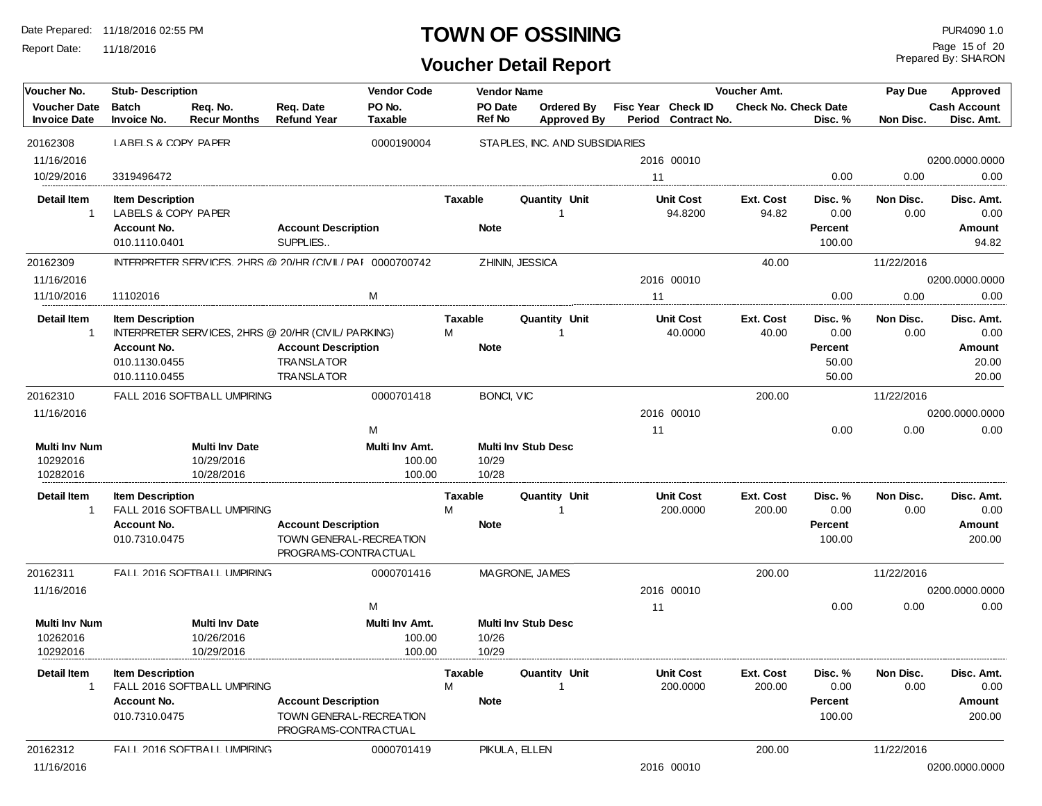# TOWN OF OSSINING

## Voucher Detail Report

Date Prepared: 11/18/2016 02:55 PM
Report Date: 11/18/2016

PUR4090 1.0
Prepared By: SHARON

| Voucher No. | Stub- Description | | | Vendor Code | Vendor Name | | | | Voucher Amt. | | Pay Due | Approved |
|---|---|---|---|---|---|---|---|---|---|---|---|---|
| Voucher Date<br>Invoice Date | Batch<br>Invoice No. | Req. No.<br>Recur Months | Req. Date<br>Refund Year | PO No.<br>Taxable | PO Date<br>Ref No | Ordered By<br>Approved By | Fisc Year<br>Period | Check ID<br>Contract No. | Check No. | Check Date<br>Disc. % | Non Disc. | Cash Account<br>Disc. Amt. |

---

**20162308** — LABELS & COPY PAPER — Vendor Code: 0000190004 — STAPLES, INC. AND SUBSIDIARIES

| Voucher Date | Invoice Date | Invoice No. | Fisc Year | Period | Check ID | Disc. % | Non Disc. | Cash Account | Disc. Amt. |
|---|---|---|---|---|---|---|---|---|---|
| 11/16/2016 | 10/29/2016 | 3319496472 | 2016 | 11 | 00010 | 0.00 | 0.00 | 0200.0000.0000 | 0.00 |

| Detail Item | Item Description | Taxable | Quantity | Unit | Unit Cost | Ext. Cost | Disc. % | Non Disc. | Disc. Amt. |
|---|---|---|---|---|---|---|---|---|---|
| 1 | LABELS & COPY PAPER | | 1 | | 94.8200 | 94.82 | 0.00 | 0.00 | 0.00 |

| Account No. | Account Description | Note | Percent | Amount |
|---|---|---|---|---|
| 010.1110.0401 | SUPPLIES.. | | 100.00 | 94.82 |

---

**20162309** — INTERPRETER SERVICES, 2HRS @ 20/HR (CIVIL/ PAI — Vendor Code: 0000700742 — ZHININ, JESSICA — Voucher Amt.: 40.00 — Pay Due: 11/22/2016

| Voucher Date | Invoice Date | Invoice No. | Taxable | Fisc Year | Period | Check ID | Disc. % | Non Disc. | Cash Account | Disc. Amt. |
|---|---|---|---|---|---|---|---|---|---|---|
| 11/16/2016 | 11/10/2016 | 11102016 | M | 2016 | 11 | 00010 | 0.00 | 0.00 | 0200.0000.0000 | 0.00 |

| Detail Item | Item Description | Taxable | Quantity | Unit | Unit Cost | Ext. Cost | Disc. % | Non Disc. | Disc. Amt. |
|---|---|---|---|---|---|---|---|---|---|
| 1 | INTERPRETER SERVICES, 2HRS @ 20/HR (CIVIL/ PARKING) | M | 1 | | 40.0000 | 40.00 | 0.00 | 0.00 | 0.00 |

| Account No. | Account Description | Note | Percent | Amount |
|---|---|---|---|---|
| 010.1130.0455 | TRANSLATOR | | 50.00 | 20.00 |
| 010.1110.0455 | TRANSLATOR | | 50.00 | 20.00 |

---

**20162310** — FALL 2016 SOFTBALL UMPIRING — Vendor Code: 0000701418 — BONCI, VIC — Voucher Amt.: 200.00 — Pay Due: 11/22/2016

| Voucher Date | Taxable | Fisc Year | Period | Check ID | Disc. % | Non Disc. | Cash Account | Disc. Amt. |
|---|---|---|---|---|---|---|---|---|
| 11/16/2016 | M | 2016 | 11 | 00010 | 0.00 | 0.00 | 0200.0000.0000 | 0.00 |

| Multi Inv Num | Multi Inv Date | Multi Inv Amt. | Multi Inv Stub Desc |
|---|---|---|---|
| 10292016 | 10/29/2016 | 100.00 | 10/29 |
| 10282016 | 10/28/2016 | 100.00 | 10/28 |

| Detail Item | Item Description | Taxable | Quantity | Unit | Unit Cost | Ext. Cost | Disc. % | Non Disc. | Disc. Amt. |
|---|---|---|---|---|---|---|---|---|---|
| 1 | FALL 2016 SOFTBALL UMPIRING | M | 1 | | 200.0000 | 200.00 | 0.00 | 0.00 | 0.00 |

| Account No. | Account Description | Note | Percent | Amount |
|---|---|---|---|---|
| 010.7310.0475 | TOWN GENERAL-RECREATION PROGRAMS-CONTRACTUAL | | 100.00 | 200.00 |

---

**20162311** — FALL 2016 SOFTBALL UMPIRING — Vendor Code: 0000701416 — MAGRONE, JAMES — Voucher Amt.: 200.00 — Pay Due: 11/22/2016

| Voucher Date | Taxable | Fisc Year | Period | Check ID | Disc. % | Non Disc. | Cash Account | Disc. Amt. |
|---|---|---|---|---|---|---|---|---|
| 11/16/2016 | M | 2016 | 11 | 00010 | 0.00 | 0.00 | 0200.0000.0000 | 0.00 |

| Multi Inv Num | Multi Inv Date | Multi Inv Amt. | Multi Inv Stub Desc |
|---|---|---|---|
| 10262016 | 10/26/2016 | 100.00 | 10/26 |
| 10292016 | 10/29/2016 | 100.00 | 10/29 |

| Detail Item | Item Description | Taxable | Quantity | Unit | Unit Cost | Ext. Cost | Disc. % | Non Disc. | Disc. Amt. |
|---|---|---|---|---|---|---|---|---|---|
| 1 | FALL 2016 SOFTBALL UMPIRING | M | 1 | | 200.0000 | 200.00 | 0.00 | 0.00 | 0.00 |

| Account No. | Account Description | Note | Percent | Amount |
|---|---|---|---|---|
| 010.7310.0475 | TOWN GENERAL-RECREATION PROGRAMS-CONTRACTUAL | | 100.00 | 200.00 |

---

**20162312** — FALL 2016 SOFTBALL UMPIRING — Vendor Code: 0000701419 — PIKULA, ELLEN — Voucher Amt.: 200.00 — Pay Due: 11/22/2016

| Voucher Date | Fisc Year | Check ID | Cash Account |
|---|---|---|---|
| 11/16/2016 | 2016 | 00010 | 0200.0000.0000 |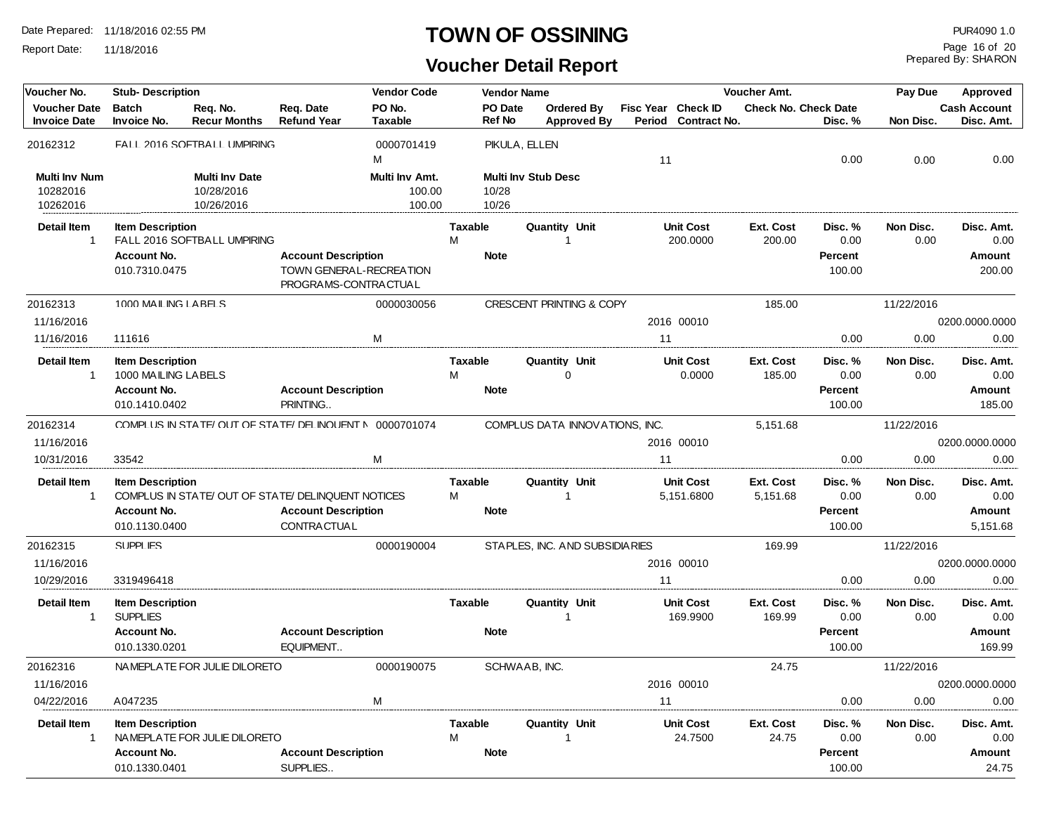# TOWN OF OSSINING

## Voucher Detail Report

Date Prepared: 11/18/2016 02:55 PM
Report Date: 11/18/2016

PUR4090 1.0
Prepared By: SHARON

| Voucher No. | Stub- Description | | | Vendor Code | Vendor Name | | | | Voucher Amt. | | Pay Due | Approved |
|---|---|---|---|---|---|---|---|---|---|---|---|---|
| Voucher Date | Batch | Req. No. | Req. Date | PO No. | PO Date | Ordered By | Fisc Year | Check ID | Check No. | Check Date | | Cash Account |
| Invoice Date | Invoice No. | Recur Months | Refund Year | Taxable | Ref No | Approved By | Period | Contract No. | | Disc. % | Non Disc. | Disc. Amt. |

**20162312** — FALL 2016 SOFTBALL UMPIRING — Vendor Code: 0000701419 — PIKULA, ELLEN
Taxable: M — Period: 11 — Disc. %: 0.00 — Non Disc.: 0.00 — Disc. Amt.: 0.00

| Multi Inv Num | Multi Inv Date | Multi Inv Amt. | Multi Inv Stub Desc |
|---|---|---|---|
| 10282016 | 10/28/2016 | 100.00 | 10/28 |
| 10262016 | 10/26/2016 | 100.00 | 10/26 |

| Detail Item | Item Description | Taxable | Quantity Unit | Unit Cost | Ext. Cost | Disc. % | Non Disc. | Disc. Amt. |
|---|---|---|---|---|---|---|---|---|
| 1 | FALL 2016 SOFTBALL UMPIRING | M | 1 | 200.0000 | 200.00 | 0.00 | 0.00 | 0.00 |

| Account No. | Account Description | Note | Percent | Amount |
|---|---|---|---|---|
| 010.7310.0475 | TOWN GENERAL-RECREATION PROGRAMS-CONTRACTUAL | | 100.00 | 200.00 |

**20162313** — 1000 MAILING LABELS — Vendor Code: 0000030056 — CRESCENT PRINTING & COPY — Voucher Amt.: 185.00 — Pay Due: 11/22/2016
Voucher Date: 11/16/2016 — Fisc Year: 2016 — Check ID: 00010 — Cash Account: 0200.0000.0000
Invoice Date: 11/16/2016 — Invoice No.: 111616 — Taxable: M — Period: 11 — Disc. %: 0.00 — Non Disc.: 0.00 — Disc. Amt.: 0.00

| Detail Item | Item Description | Taxable | Quantity Unit | Unit Cost | Ext. Cost | Disc. % | Non Disc. | Disc. Amt. |
|---|---|---|---|---|---|---|---|---|
| 1 | 1000 MAILING LABELS | M | 0 | 0.0000 | 185.00 | 0.00 | 0.00 | 0.00 |

| Account No. | Account Description | Note | Percent | Amount |
|---|---|---|---|---|
| 010.1410.0402 | PRINTING.. | | 100.00 | 185.00 |

**20162314** — COMPLUS IN STATE/ OUT OF STATE/ DELINQUENT N — Vendor Code: 0000701074 — COMPLUS DATA INNOVATIONS, INC. — Voucher Amt.: 5,151.68 — Pay Due: 11/22/2016
Voucher Date: 11/16/2016 — Fisc Year: 2016 — Check ID: 00010 — Cash Account: 0200.0000.0000
Invoice Date: 10/31/2016 — Invoice No.: 33542 — Taxable: M — Period: 11 — Disc. %: 0.00 — Non Disc.: 0.00 — Disc. Amt.: 0.00

| Detail Item | Item Description | Taxable | Quantity Unit | Unit Cost | Ext. Cost | Disc. % | Non Disc. | Disc. Amt. |
|---|---|---|---|---|---|---|---|---|
| 1 | COMPLUS IN STATE/ OUT OF STATE/ DELINQUENT NOTICES | M | 1 | 5,151.6800 | 5,151.68 | 0.00 | 0.00 | 0.00 |

| Account No. | Account Description | Note | Percent | Amount |
|---|---|---|---|---|
| 010.1130.0400 | CONTRACTUAL | | 100.00 | 5,151.68 |

**20162315** — SUPPLIES — Vendor Code: 0000190004 — STAPLES, INC. AND SUBSIDIARIES — Voucher Amt.: 169.99 — Pay Due: 11/22/2016
Voucher Date: 11/16/2016 — Fisc Year: 2016 — Check ID: 00010 — Cash Account: 0200.0000.0000
Invoice Date: 10/29/2016 — Invoice No.: 3319496418 — Period: 11 — Disc. %: 0.00 — Non Disc.: 0.00 — Disc. Amt.: 0.00

| Detail Item | Item Description | Taxable | Quantity Unit | Unit Cost | Ext. Cost | Disc. % | Non Disc. | Disc. Amt. |
|---|---|---|---|---|---|---|---|---|
| 1 | SUPPLIES | | 1 | 169.9900 | 169.99 | 0.00 | 0.00 | 0.00 |

| Account No. | Account Description | Note | Percent | Amount |
|---|---|---|---|---|
| 010.1330.0201 | EQUIPMENT.. | | 100.00 | 169.99 |

**20162316** — NAMEPLATE FOR JULIE DILORETO — Vendor Code: 0000190075 — SCHWAAB, INC. — Voucher Amt.: 24.75 — Pay Due: 11/22/2016
Voucher Date: 11/16/2016 — Fisc Year: 2016 — Check ID: 00010 — Cash Account: 0200.0000.0000
Invoice Date: 04/22/2016 — Invoice No.: A047235 — Taxable: M — Period: 11 — Disc. %: 0.00 — Non Disc.: 0.00 — Disc. Amt.: 0.00

| Detail Item | Item Description | Taxable | Quantity Unit | Unit Cost | Ext. Cost | Disc. % | Non Disc. | Disc. Amt. |
|---|---|---|---|---|---|---|---|---|
| 1 | NAMEPLATE FOR JULIE DILORETO | M | 1 | 24.7500 | 24.75 | 0.00 | 0.00 | 0.00 |

| Account No. | Account Description | Note | Percent | Amount |
|---|---|---|---|---|
| 010.1330.0401 | SUPPLIES.. | | 100.00 | 24.75 |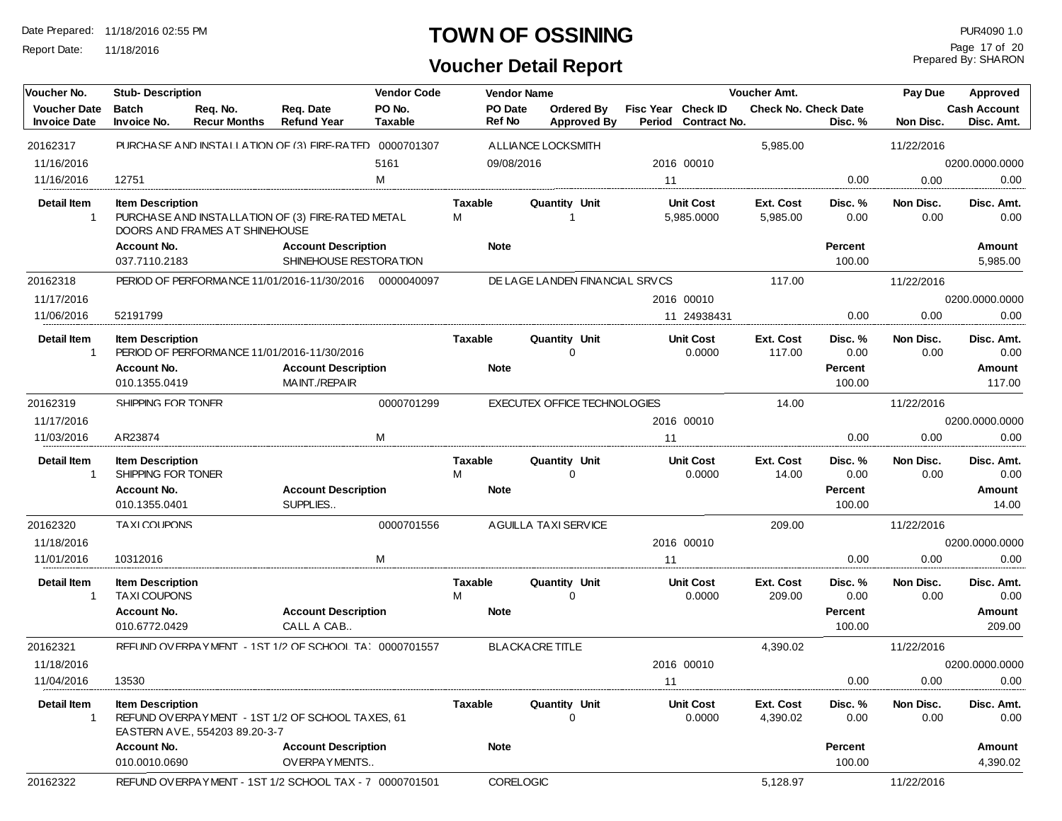# TOWN OF OSSINING

## Voucher Detail Report

Date Prepared: 11/18/2016 02:55 PM
Report Date: 11/18/2016

PUR4090 1.0
Prepared By: SHARON

| Voucher No. | Stub- Description | | | Vendor Code | Vendor Name | | | | Voucher Amt. | | Pay Due | Approved |
|---|---|---|---|---|---|---|---|---|---|---|---|---|
| Voucher Date | Batch | Req. No. | Req. Date | PO No. | PO Date | Ordered By | Fisc Year | Check ID | Check No. Check Date | | | Cash Account |
| Invoice Date | Invoice No. | Recur Months | Refund Year | Taxable | Ref No | Approved By | Period | Contract No. | | Disc. % | Non Disc. | Disc. Amt. |

### 20162317

| Voucher No. | Stub- Description | Vendor Code | Vendor Name | Voucher Amt. | Pay Due |
|---|---|---|---|---|---|
| 20162317 | PURCHASE AND INSTALLATION OF (3) FIRE-RATED | 0000701307 | ALLIANCE LOCKSMITH | 5,985.00 | 11/22/2016 |

| Voucher Date | Invoice Date | Invoice No. | PO No. | PO Date | Fisc Year | Check ID | Period | Taxable | Disc. % | Non Disc. | Cash Account | Disc. Amt. |
|---|---|---|---|---|---|---|---|---|---|---|---|---|
| 11/16/2016 | 11/16/2016 | 12751 | 5161 | 09/08/2016 | 2016 | 00010 | 11 | M | 0.00 | 0.00 | 0200.0000.0000 | 0.00 |

| Detail Item | Item Description | Taxable | Quantity | Unit | Unit Cost | Ext. Cost | Disc. % | Non Disc. | Disc. Amt. |
|---|---|---|---|---|---|---|---|---|---|
| 1 | PURCHASE AND INSTALLATION OF (3) FIRE-RATED METAL DOORS AND FRAMES AT SHINEHOUSE | M | 1 | | 5,985.0000 | 5,985.00 | 0.00 | 0.00 | 0.00 |

| Account No. | Account Description | Note | Percent | Amount |
|---|---|---|---|---|
| 037.7110.2183 | SHINEHOUSE RESTORATION | | 100.00 | 5,985.00 |

### 20162318

| Voucher No. | Stub- Description | Vendor Code | Vendor Name | Voucher Amt. | Pay Due |
|---|---|---|---|---|---|
| 20162318 | PERIOD OF PERFORMANCE 11/01/2016-11/30/2016 | 0000040097 | DE LAGE LANDEN FINANCIAL SRVCS | 117.00 | 11/22/2016 |

| Voucher Date | Invoice Date | Invoice No. | Fisc Year | Check ID | Period | Contract No. | Disc. % | Non Disc. | Cash Account | Disc. Amt. |
|---|---|---|---|---|---|---|---|---|---|---|
| 11/17/2016 | 11/06/2016 | 52191799 | 2016 | 00010 | 11 | 24938431 | 0.00 | 0.00 | 0200.0000.0000 | 0.00 |

| Detail Item | Item Description | Taxable | Quantity | Unit | Unit Cost | Ext. Cost | Disc. % | Non Disc. | Disc. Amt. |
|---|---|---|---|---|---|---|---|---|---|
| 1 | PERIOD OF PERFORMANCE 11/01/2016-11/30/2016 | | 0 | | 0.0000 | 117.00 | 0.00 | 0.00 | 0.00 |

| Account No. | Account Description | Note | Percent | Amount |
|---|---|---|---|---|
| 010.1355.0419 | MAINT./REPAIR | | 100.00 | 117.00 |

### 20162319

| Voucher No. | Stub- Description | Vendor Code | Vendor Name | Voucher Amt. | Pay Due |
|---|---|---|---|---|---|
| 20162319 | SHIPPING FOR TONER | 0000701299 | EXECUTEX OFFICE TECHNOLOGIES | 14.00 | 11/22/2016 |

| Voucher Date | Invoice Date | Invoice No. | Taxable | Fisc Year | Check ID | Period | Disc. % | Non Disc. | Cash Account | Disc. Amt. |
|---|---|---|---|---|---|---|---|---|---|---|
| 11/17/2016 | 11/03/2016 | AR23874 | M | 2016 | 00010 | 11 | 0.00 | 0.00 | 0200.0000.0000 | 0.00 |

| Detail Item | Item Description | Taxable | Quantity | Unit | Unit Cost | Ext. Cost | Disc. % | Non Disc. | Disc. Amt. |
|---|---|---|---|---|---|---|---|---|---|
| 1 | SHIPPING FOR TONER | M | 0 | | 0.0000 | 14.00 | 0.00 | 0.00 | 0.00 |

| Account No. | Account Description | Note | Percent | Amount |
|---|---|---|---|---|
| 010.1355.0401 | SUPPLIES.. | | 100.00 | 14.00 |

### 20162320

| Voucher No. | Stub- Description | Vendor Code | Vendor Name | Voucher Amt. | Pay Due |
|---|---|---|---|---|---|
| 20162320 | TAXI COUPONS | 0000701556 | AGUILLA TAXI SERVICE | 209.00 | 11/22/2016 |

| Voucher Date | Invoice Date | Invoice No. | Taxable | Fisc Year | Check ID | Period | Disc. % | Non Disc. | Cash Account | Disc. Amt. |
|---|---|---|---|---|---|---|---|---|---|---|
| 11/18/2016 | 11/01/2016 | 10312016 | M | 2016 | 00010 | 11 | 0.00 | 0.00 | 0200.0000.0000 | 0.00 |

| Detail Item | Item Description | Taxable | Quantity | Unit | Unit Cost | Ext. Cost | Disc. % | Non Disc. | Disc. Amt. |
|---|---|---|---|---|---|---|---|---|---|
| 1 | TAXI COUPONS | M | 0 | | 0.0000 | 209.00 | 0.00 | 0.00 | 0.00 |

| Account No. | Account Description | Note | Percent | Amount |
|---|---|---|---|---|
| 010.6772.0429 | CALL A CAB.. | | 100.00 | 209.00 |

### 20162321

| Voucher No. | Stub- Description | Vendor Code | Vendor Name | Voucher Amt. | Pay Due |
|---|---|---|---|---|---|
| 20162321 | REFUND OVERPAYMENT - 1ST 1/2 OF SCHOOL TA: | 0000701557 | BLACKACRE TITLE | 4,390.02 | 11/22/2016 |

| Voucher Date | Invoice Date | Invoice No. | Fisc Year | Check ID | Period | Disc. % | Non Disc. | Cash Account | Disc. Amt. |
|---|---|---|---|---|---|---|---|---|---|
| 11/18/2016 | 11/04/2016 | 13530 | 2016 | 00010 | 11 | 0.00 | 0.00 | 0200.0000.0000 | 0.00 |

| Detail Item | Item Description | Taxable | Quantity | Unit | Unit Cost | Ext. Cost | Disc. % | Non Disc. | Disc. Amt. |
|---|---|---|---|---|---|---|---|---|---|
| 1 | REFUND OVERPAYMENT - 1ST 1/2 OF SCHOOL TAXES, 61 EASTERN AVE., 554203 89.20-3-7 | | 0 | | 0.0000 | 4,390.02 | 0.00 | 0.00 | 0.00 |

| Account No. | Account Description | Note | Percent | Amount |
|---|---|---|---|---|
| 010.0010.0690 | OVERPAYMENTS.. | | 100.00 | 4,390.02 |

### 20162322

| Voucher No. | Stub- Description | Vendor Code | Vendor Name | Voucher Amt. | Pay Due |
|---|---|---|---|---|---|
| 20162322 | REFUND OVERPAYMENT - 1ST 1/2 SCHOOL TAX - 7 | 0000701501 | CORELOGIC | 5,128.97 | 11/22/2016 |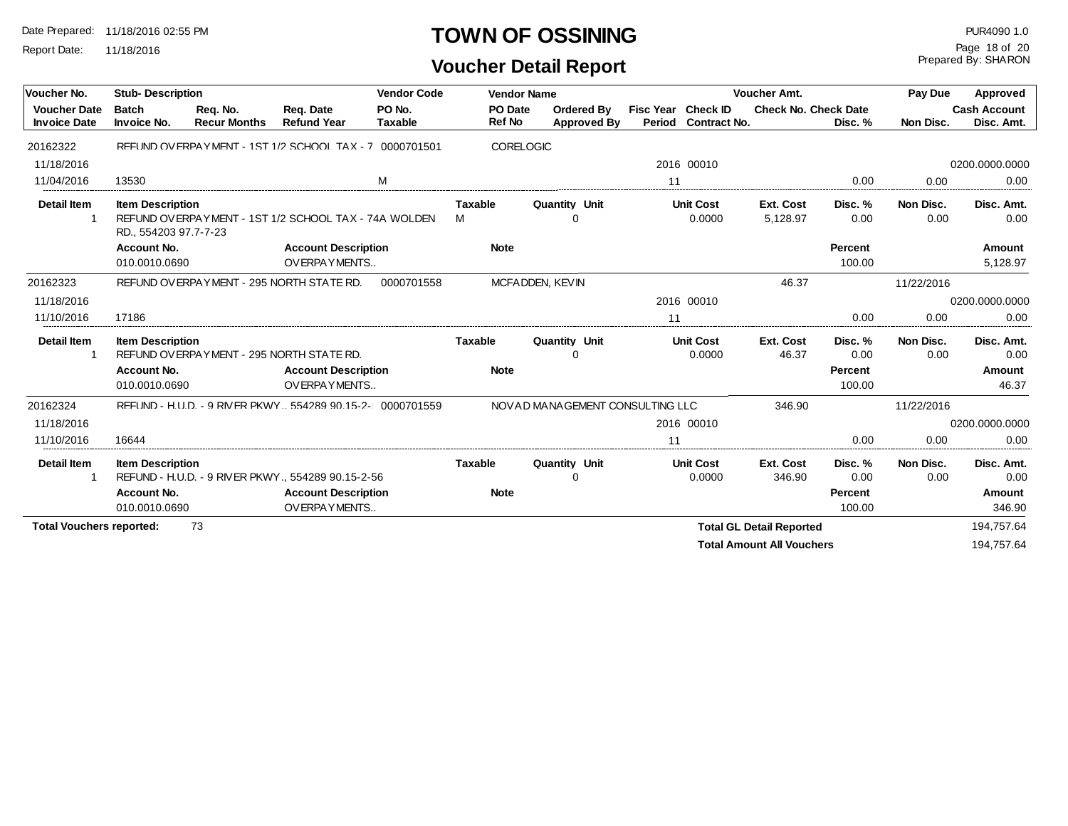# TOWN OF OSSINING

## Voucher Detail Report

Date Prepared: 11/18/2016 02:55 PM
Report Date: 11/18/2016

PUR4090 1.0
Prepared By: SHARON

| Voucher No. | Stub- Description | | | Vendor Code | Vendor Name | | | | Voucher Amt. | | Pay Due | Approved |
|---|---|---|---|---|---|---|---|---|---|---|---|---|
| Voucher Date | Batch | Req. No. | Req. Date | PO No. | PO Date | Ordered By | Fisc Year | Check ID | Check No. | Check Date | | Cash Account |
| Invoice Date | Invoice No. | Recur Months | Refund Year | Taxable | Ref No | Approved By | Period | Contract No. | | Disc. % | Non Disc. | Disc. Amt. |
| 20162322 | REFUND OVERPAYMENT - 1ST 1/2 SCHOOL TAX - 7 | | | 0000701501 | CORELOGIC | | | | | | | |
| 11/18/2016 | | | | | | | 2016 | 00010 | | | | 0200.0000.0000 |
| 11/04/2016 | 13530 | | | M | | | 11 | | | 0.00 | 0.00 | 0.00 |

| Detail Item | Item Description | Taxable | Quantity | Unit | Unit Cost | Ext. Cost | Disc. % | Non Disc. | Disc. Amt. |
|---|---|---|---|---|---|---|---|---|---|
| 1 | REFUND OVERPAYMENT - 1ST 1/2 SCHOOL TAX - 74A WOLDEN RD., 554203 97.7-7-23 | M | 0 | | 0.0000 | 5,128.97 | 0.00 | 0.00 | 0.00 |

| Account No. | Account Description | Note | Percent | Amount |
|---|---|---|---|---|
| 010.0010.0690 | OVERPAYMENTS.. | | 100.00 | 5,128.97 |

| Voucher No. | Stub- Description | Vendor Code | Vendor Name | Fisc Year | Check ID | Voucher Amt. | Disc. % | Pay Due / Non Disc. | Approved / Cash Account / Disc. Amt. |
|---|---|---|---|---|---|---|---|---|---|
| 20162323 | REFUND OVERPAYMENT - 295 NORTH STATE RD. | 0000701558 | MCFADDEN, KEVIN | | | 46.37 | | 11/22/2016 | |
| 11/18/2016 | | | | 2016 | 00010 | | | | 0200.0000.0000 |
| 11/10/2016 | 17186 | | | 11 | | | 0.00 | 0.00 | 0.00 |

| Detail Item | Item Description | Taxable | Quantity | Unit | Unit Cost | Ext. Cost | Disc. % | Non Disc. | Disc. Amt. |
|---|---|---|---|---|---|---|---|---|---|
| 1 | REFUND OVERPAYMENT - 295 NORTH STATE RD. | | 0 | | 0.0000 | 46.37 | 0.00 | 0.00 | 0.00 |

| Account No. | Account Description | Note | Percent | Amount |
|---|---|---|---|---|
| 010.0010.0690 | OVERPAYMENTS.. | | 100.00 | 46.37 |

| Voucher No. | Stub- Description | Vendor Code | Vendor Name | Fisc Year | Check ID | Voucher Amt. | Disc. % | Pay Due / Non Disc. | Approved / Cash Account / Disc. Amt. |
|---|---|---|---|---|---|---|---|---|---|
| 20162324 | REFUND - H.U.D. - 9 RIVER PKWY., 554289 90.15-2- | 0000701559 | NOVAD MANAGEMENT CONSULTING LLC | | | 346.90 | | 11/22/2016 | |
| 11/18/2016 | | | | 2016 | 00010 | | | | 0200.0000.0000 |
| 11/10/2016 | 16644 | | | 11 | | | 0.00 | 0.00 | 0.00 |

| Detail Item | Item Description | Taxable | Quantity | Unit | Unit Cost | Ext. Cost | Disc. % | Non Disc. | Disc. Amt. |
|---|---|---|---|---|---|---|---|---|---|
| 1 | REFUND - H.U.D. - 9 RIVER PKWY., 554289 90.15-2-56 | | 0 | | 0.0000 | 346.90 | 0.00 | 0.00 | 0.00 |

| Account No. | Account Description | Note | Percent | Amount |
|---|---|---|---|---|
| 010.0010.0690 | OVERPAYMENTS.. | | 100.00 | 346.90 |

**Total Vouchers reported:** 73

**Total GL Detail Reported** 194,757.64

**Total Amount All Vouchers** 194,757.64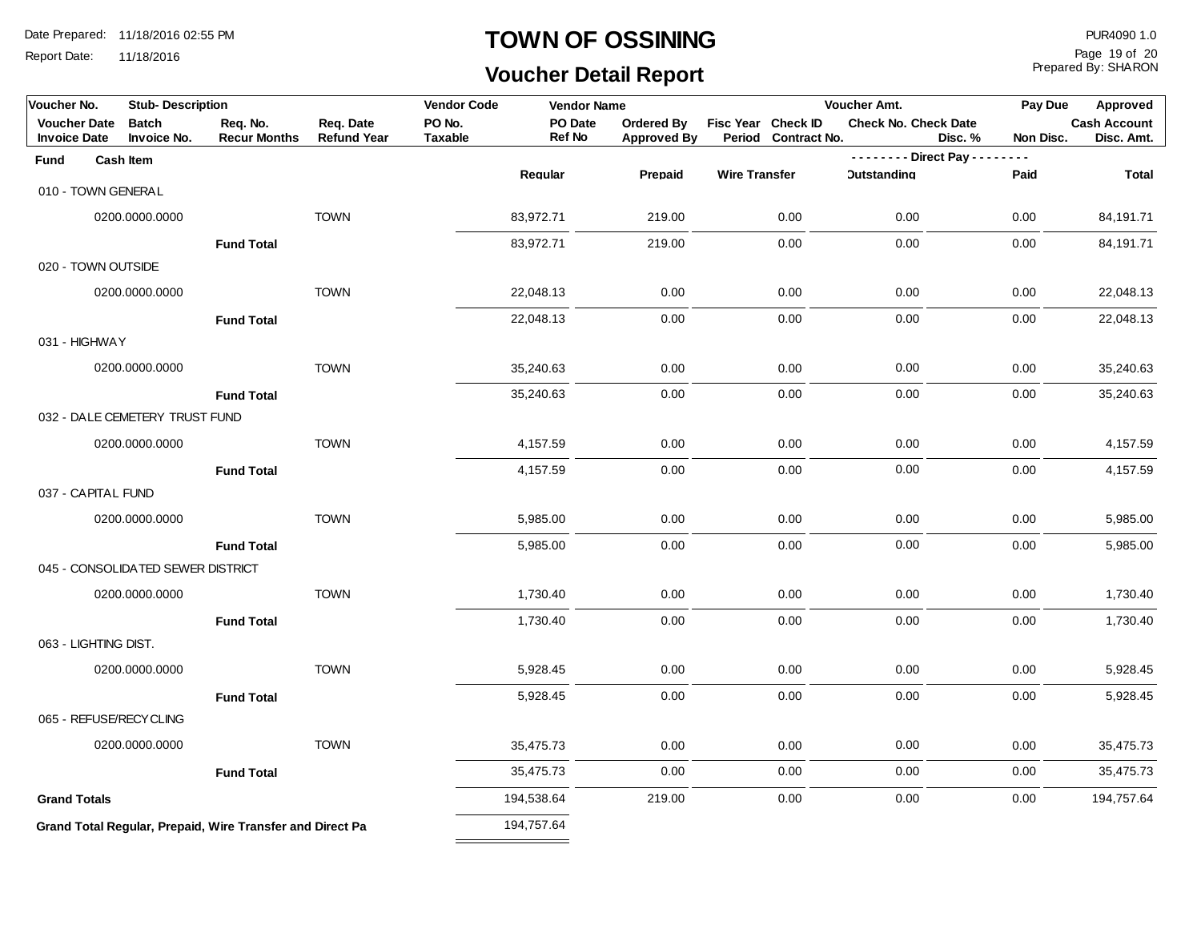# TOWN OF OSSINING

## Voucher Detail Report

Date Prepared: 11/18/2016 02:55 PM
Report Date: 11/18/2016

PUR4090 1.0
Prepared By: SHARON

| Voucher No. | Stub- Description | | | Vendor Code | Vendor Name | | | | Voucher Amt. | | Pay Due | Approved |
|---|---|---|---|---|---|---|---|---|---|---|---|---|
| Voucher Date / Invoice Date | Batch / Invoice No. | Req. No. / Recur Months | Req. Date / Refund Year | PO No. / Taxable | PO Date / Ref No | Ordered By / Approved By | Fisc Year / Period | Check ID / Contract No. | Check No. | Check Date / Disc. % | Non Disc. | Cash Account / Disc. Amt. |

| Fund | Cash Item | | | Regular | Prepaid | Wire Transfer | Direct Pay - Outstanding | Direct Pay - Paid | Total |
|---|---|---|---|---|---|---|---|---|---|
| 010 - TOWN GENERAL | | | | | | | | | |
| | 0200.0000.0000 | | TOWN | 83,972.71 | 219.00 | 0.00 | 0.00 | 0.00 | 84,191.71 |
| | | Fund Total | | 83,972.71 | 219.00 | 0.00 | 0.00 | 0.00 | 84,191.71 |
| 020 - TOWN OUTSIDE | | | | | | | | | |
| | 0200.0000.0000 | | TOWN | 22,048.13 | 0.00 | 0.00 | 0.00 | 0.00 | 22,048.13 |
| | | Fund Total | | 22,048.13 | 0.00 | 0.00 | 0.00 | 0.00 | 22,048.13 |
| 031 - HIGHWAY | | | | | | | | | |
| | 0200.0000.0000 | | TOWN | 35,240.63 | 0.00 | 0.00 | 0.00 | 0.00 | 35,240.63 |
| | | Fund Total | | 35,240.63 | 0.00 | 0.00 | 0.00 | 0.00 | 35,240.63 |
| 032 - DALE CEMETERY TRUST FUND | | | | | | | | | |
| | 0200.0000.0000 | | TOWN | 4,157.59 | 0.00 | 0.00 | 0.00 | 0.00 | 4,157.59 |
| | | Fund Total | | 4,157.59 | 0.00 | 0.00 | 0.00 | 0.00 | 4,157.59 |
| 037 - CAPITAL FUND | | | | | | | | | |
| | 0200.0000.0000 | | TOWN | 5,985.00 | 0.00 | 0.00 | 0.00 | 0.00 | 5,985.00 |
| | | Fund Total | | 5,985.00 | 0.00 | 0.00 | 0.00 | 0.00 | 5,985.00 |
| 045 - CONSOLIDATED SEWER DISTRICT | | | | | | | | | |
| | 0200.0000.0000 | | TOWN | 1,730.40 | 0.00 | 0.00 | 0.00 | 0.00 | 1,730.40 |
| | | Fund Total | | 1,730.40 | 0.00 | 0.00 | 0.00 | 0.00 | 1,730.40 |
| 063 - LIGHTING DIST. | | | | | | | | | |
| | 0200.0000.0000 | | TOWN | 5,928.45 | 0.00 | 0.00 | 0.00 | 0.00 | 5,928.45 |
| | | Fund Total | | 5,928.45 | 0.00 | 0.00 | 0.00 | 0.00 | 5,928.45 |
| 065 - REFUSE/RECYCLING | | | | | | | | | |
| | 0200.0000.0000 | | TOWN | 35,475.73 | 0.00 | 0.00 | 0.00 | 0.00 | 35,475.73 |
| | | Fund Total | | 35,475.73 | 0.00 | 0.00 | 0.00 | 0.00 | 35,475.73 |
| **Grand Totals** | | | | 194,538.64 | 219.00 | 0.00 | 0.00 | 0.00 | 194,757.64 |
| **Grand Total Regular, Prepaid, Wire Transfer and Direct Pa** | | | | 194,757.64 | | | | | |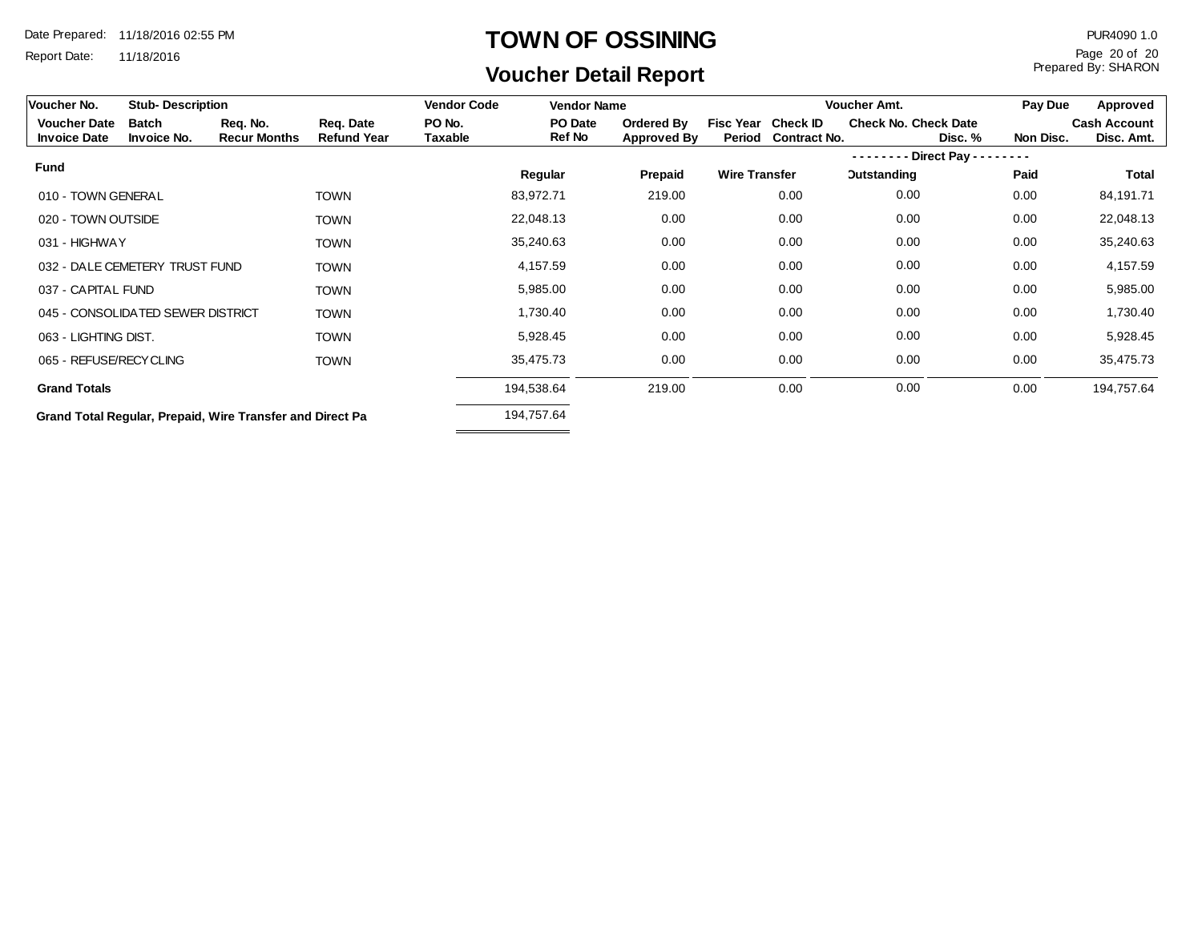# TOWN OF OSSINING

## Voucher Detail Report

Date Prepared: 11/18/2016 02:55 PM
Report Date: 11/18/2016

PUR4090 1.0
Prepared By: SHARON

| Voucher No. | Stub- Description | | | Vendor Code | Vendor Name | | | | Voucher Amt. | | Pay Due | Approved |
|---|---|---|---|---|---|---|---|---|---|---|---|---|
| Voucher Date / Invoice Date | Batch / Invoice No. | Req. No. / Recur Months | Req. Date / Refund Year | PO No. / Taxable | PO Date / Ref No | Ordered By / Approved By | Fisc Year / Period | Check ID / Contract No. | Check No. Check Date | Disc. % | Non Disc. | Cash Account / Disc. Amt. |

| Fund | | Regular | Prepaid | Wire Transfer | Direct Pay Outstanding | Direct Pay Paid | Total |
|---|---|---|---|---|---|---|---|
| 010 - TOWN GENERAL | TOWN | 83,972.71 | 219.00 | 0.00 | 0.00 | 0.00 | 84,191.71 |
| 020 - TOWN OUTSIDE | TOWN | 22,048.13 | 0.00 | 0.00 | 0.00 | 0.00 | 22,048.13 |
| 031 - HIGHWAY | TOWN | 35,240.63 | 0.00 | 0.00 | 0.00 | 0.00 | 35,240.63 |
| 032 - DALE CEMETERY TRUST FUND | TOWN | 4,157.59 | 0.00 | 0.00 | 0.00 | 0.00 | 4,157.59 |
| 037 - CAPITAL FUND | TOWN | 5,985.00 | 0.00 | 0.00 | 0.00 | 0.00 | 5,985.00 |
| 045 - CONSOLIDATED SEWER DISTRICT | TOWN | 1,730.40 | 0.00 | 0.00 | 0.00 | 0.00 | 1,730.40 |
| 063 - LIGHTING DIST. | TOWN | 5,928.45 | 0.00 | 0.00 | 0.00 | 0.00 | 5,928.45 |
| 065 - REFUSE/RECYCLING | TOWN | 35,475.73 | 0.00 | 0.00 | 0.00 | 0.00 | 35,475.73 |
| **Grand Totals** | | 194,538.64 | 219.00 | 0.00 | 0.00 | 0.00 | 194,757.64 |
| **Grand Total Regular, Prepaid, Wire Transfer and Direct Pa** | | 194,757.64 | | | | | |